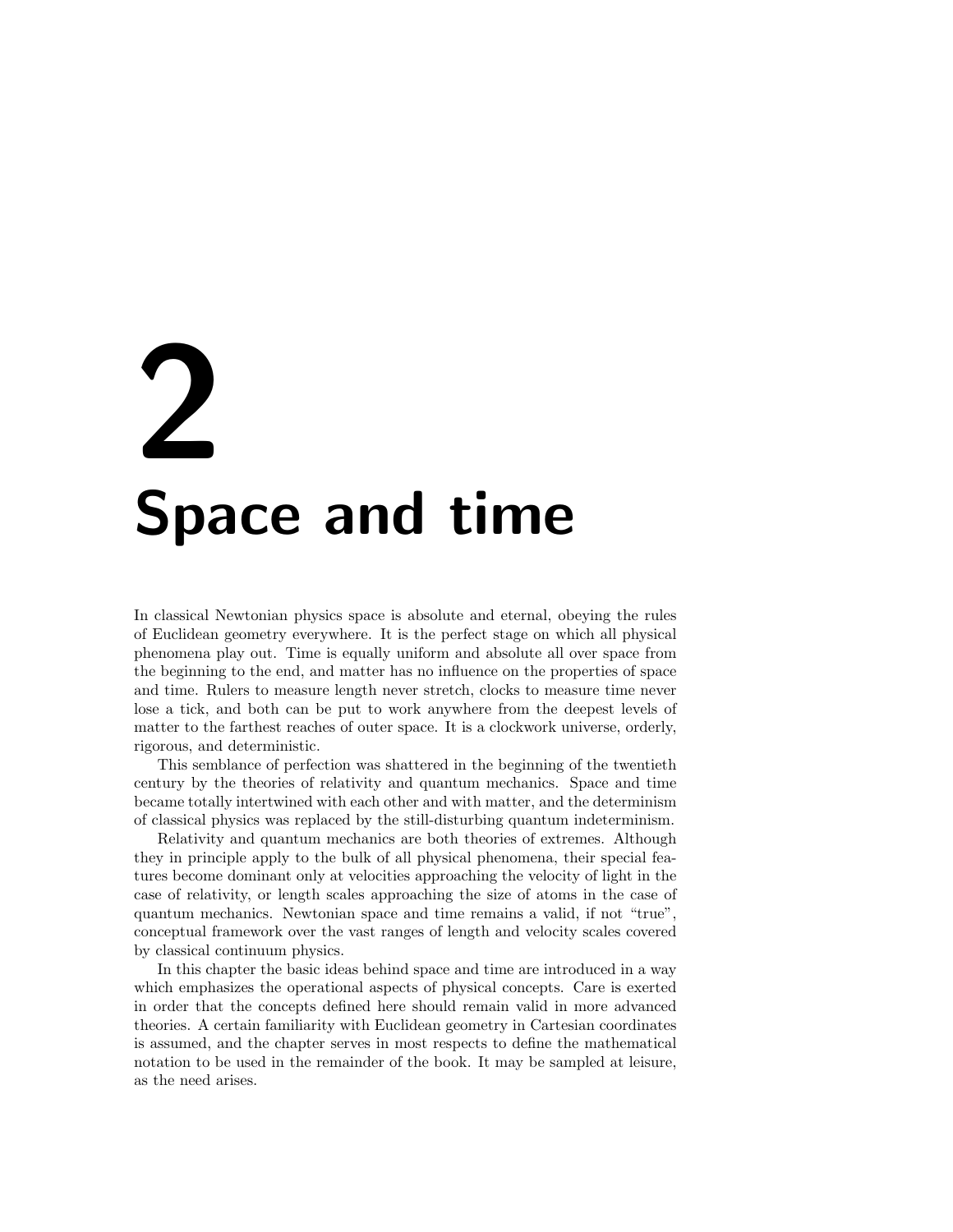# 2 Space and time

In classical Newtonian physics space is absolute and eternal, obeying the rules of Euclidean geometry everywhere. It is the perfect stage on which all physical phenomena play out. Time is equally uniform and absolute all over space from the beginning to the end, and matter has no influence on the properties of space and time. Rulers to measure length never stretch, clocks to measure time never lose a tick, and both can be put to work anywhere from the deepest levels of matter to the farthest reaches of outer space. It is a clockwork universe, orderly, rigorous, and deterministic.

This semblance of perfection was shattered in the beginning of the twentieth century by the theories of relativity and quantum mechanics. Space and time became totally intertwined with each other and with matter, and the determinism of classical physics was replaced by the still-disturbing quantum indeterminism.

Relativity and quantum mechanics are both theories of extremes. Although they in principle apply to the bulk of all physical phenomena, their special features become dominant only at velocities approaching the velocity of light in the case of relativity, or length scales approaching the size of atoms in the case of quantum mechanics. Newtonian space and time remains a valid, if not "true", conceptual framework over the vast ranges of length and velocity scales covered by classical continuum physics.

In this chapter the basic ideas behind space and time are introduced in a way which emphasizes the operational aspects of physical concepts. Care is exerted in order that the concepts defined here should remain valid in more advanced theories. A certain familiarity with Euclidean geometry in Cartesian coordinates is assumed, and the chapter serves in most respects to define the mathematical notation to be used in the remainder of the book. It may be sampled at leisure, as the need arises.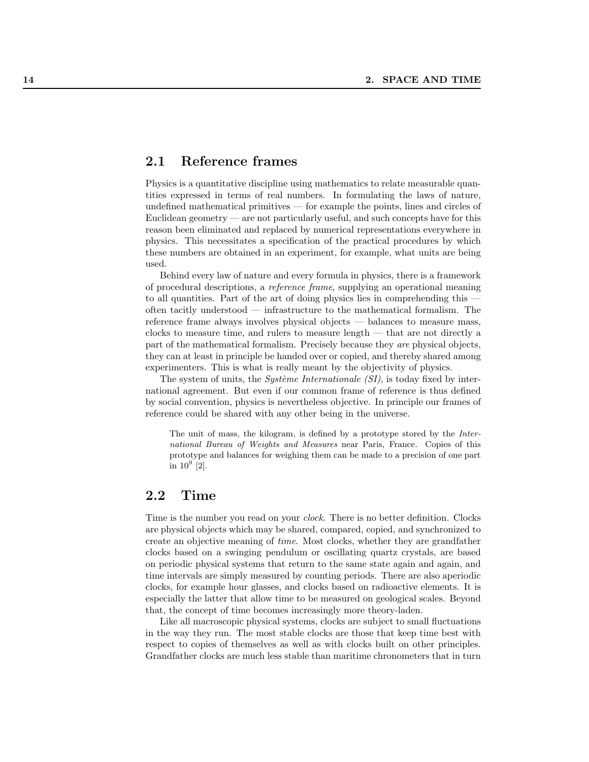## 2.1 Reference frames

Physics is a quantitative discipline using mathematics to relate measurable quantities expressed in terms of real numbers. In formulating the laws of nature, undefined mathematical primitives — for example the points, lines and circles of Euclidean geometry — are not particularly useful, and such concepts have for this reason been eliminated and replaced by numerical representations everywhere in physics. This necessitates a specification of the practical procedures by which these numbers are obtained in an experiment, for example, what units are being used.

Behind every law of nature and every formula in physics, there is a framework of procedural descriptions, a *reference frame*, supplying an operational meaning to all quantities. Part of the art of doing physics lies in comprehending this — often tacitly understood — infrastructure to the mathematical formalism. The reference frame always involves physical objects — balances to measure mass, clocks to measure time, and rulers to measure length — that are not directly a part of the mathematical formalism. Precisely because they *are* physical objects, they can at least in principle be handed over or copied, and thereby shared among experimenters. This is what is really meant by the objectivity of physics.

The system of units, the *Système Internationale (SI)*, is today fixed by international agreement. But even if our common frame of reference is thus defined by social convention, physics is nevertheless objective. In principle our frames of reference could be shared with any other being in the universe.

> The unit of mass, the kilogram, is defined by a prototype stored by the *International Bureau of Weights and Measures* near Paris, France. Copies of this prototype and balances for weighing them can be made to a precision of one part in $10^9$ [2].

## 2.2 Time

Time is the number you read on your *clock*. There is no better definition. Clocks are physical objects which may be shared, compared, copied, and synchronized to create an objective meaning of *time*. Most clocks, whether they are grandfather clocks based on a swinging pendulum or oscillating quartz crystals, are based on periodic physical systems that return to the same state again and again, and time intervals are simply measured by counting periods. There are also aperiodic clocks, for example hour glasses, and clocks based on radioactive elements. It is especially the latter that allow time to be measured on geological scales. Beyond that, the concept of time becomes increasingly more theory-laden.

Like all macroscopic physical systems, clocks are subject to small fluctuations in the way they run. The most stable clocks are those that keep time best with respect to copies of themselves as well as with clocks built on other principles. Grandfather clocks are much less stable than maritime chronometers that in turn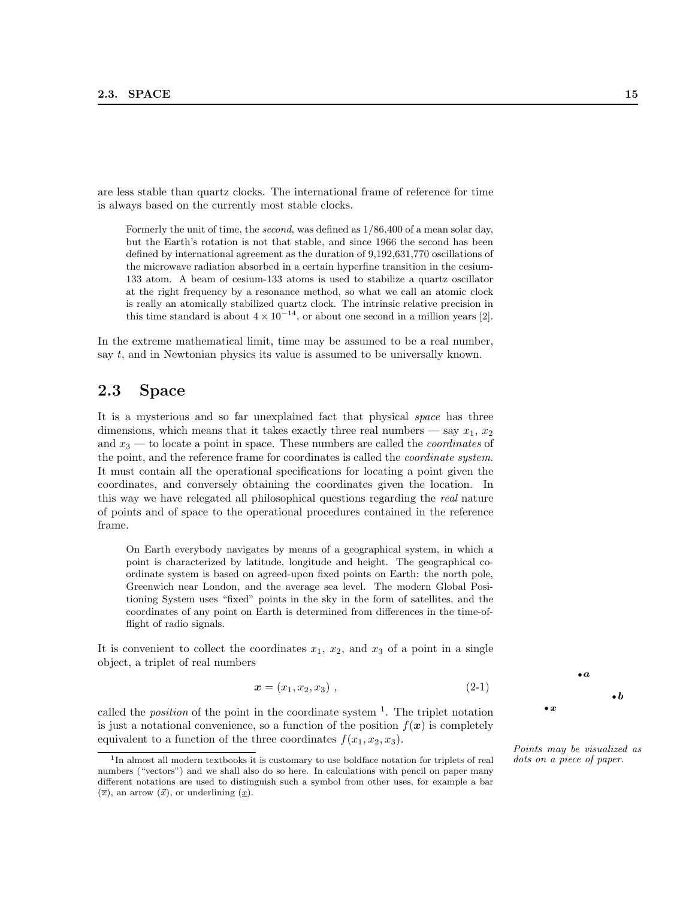are less stable than quartz clocks. The international frame of reference for time is always based on the currently most stable clocks.

> Formerly the unit of time, the *second*, was defined as 1/86,400 of a mean solar day, but the Earth's rotation is not that stable, and since 1966 the second has been defined by international agreement as the duration of 9,192,631,770 oscillations of the microwave radiation absorbed in a certain hyperfine transition in the cesium-133 atom. A beam of cesium-133 atoms is used to stabilize a quartz oscillator at the right frequency by a resonance method, so what we call an atomic clock is really an atomically stabilized quartz clock. The intrinsic relative precision in this time standard is about $4 \times 10^{-14}$, or about one second in a million years [2].

In the extreme mathematical limit, time may be assumed to be a real number, say $t$, and in Newtonian physics its value is assumed to be universally known.

## 2.3 Space

It is a mysterious and so far unexplained fact that physical *space* has three dimensions, which means that it takes exactly three real numbers — say $x_1$, $x_2$ and $x_3$ — to locate a point in space. These numbers are called the *coordinates* of the point, and the reference frame for coordinates is called the *coordinate system*. It must contain all the operational specifications for locating a point given the coordinates, and conversely obtaining the coordinates given the location. In this way we have relegated all philosophical questions regarding the *real* nature of points and of space to the operational procedures contained in the reference frame.

> On Earth everybody navigates by means of a geographical system, in which a point is characterized by latitude, longitude and height. The geographical coordinate system is based on agreed-upon fixed points on Earth: the north pole, Greenwich near London, and the average sea level. The modern Global Positioning System uses "fixed" points in the sky in the form of satellites, and the coordinates of any point on Earth is determined from differences in the time-of-flight of radio signals.

It is convenient to collect the coordinates $x_1$, $x_2$, and $x_3$ of a point in a single object, a triplet of real numbers

$$\boldsymbol{x} = (x_1, x_2, x_3) \ , \tag{2-1}$$

called the *position* of the point in the coordinate system [1]. The triplet notation is just a notational convenience, so a function of the position $f(\boldsymbol{x})$ is completely equivalent to a function of the three coordinates $f(x_1, x_2, x_3)$.

$\bullet\, \boldsymbol{a}$ $\bullet\, \boldsymbol{b}$ $\bullet\, \boldsymbol{x}$

*Points may be visualized as dots on a piece of paper.*

[1] In almost all modern textbooks it is customary to use boldface notation for triplets of real numbers ("vectors") and we shall also do so here. In calculations with pencil on paper many different notations are used to distinguish such a symbol from other uses, for example a bar ($\overline{x}$), an arrow ($\vec{x}$), or underlining ($\underline{x}$).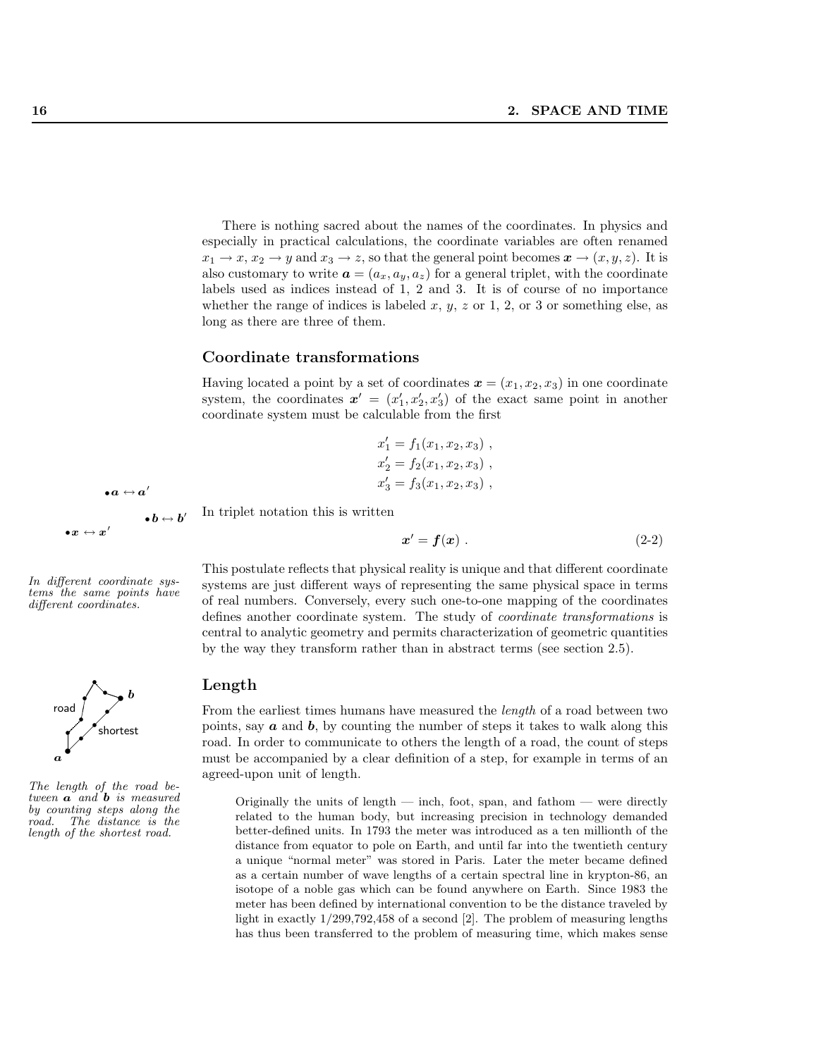There is nothing sacred about the names of the coordinates. In physics and especially in practical calculations, the coordinate variables are often renamed $x_1 \to x$, $x_2 \to y$ and $x_3 \to z$, so that the general point becomes $\boldsymbol{x} \to (x, y, z)$. It is also customary to write $\boldsymbol{a} = (a_x, a_y, a_z)$ for a general triplet, with the coordinate labels used as indices instead of 1, 2 and 3. It is of course of no importance whether the range of indices is labeled $x$, $y$, $z$ or 1, 2, or 3 or something else, as long as there are three of them.

## Coordinate transformations

Having located a point by a set of coordinates $\boldsymbol{x} = (x_1, x_2, x_3)$ in one coordinate system, the coordinates $\boldsymbol{x}' = (x'_1, x'_2, x'_3)$ of the exact same point in another coordinate system must be calculable from the first

$$
\begin{aligned}
x'_1 &= f_1(x_1, x_2, x_3) \ , \\
x'_2 &= f_2(x_1, x_2, x_3) \ , \\
x'_3 &= f_3(x_1, x_2, x_3) \ ,
\end{aligned}
$$

$\bullet \boldsymbol{a} \leftrightarrow \boldsymbol{a}'$

$\bullet \boldsymbol{b} \leftrightarrow \boldsymbol{b}'$

$\bullet \boldsymbol{x} \leftrightarrow \boldsymbol{x}'$

*In different coordinate systems the same points have different coordinates.*

In triplet notation this is written

$$
\boldsymbol{x}' = \boldsymbol{f}(\boldsymbol{x}) \ . \tag{2-2}
$$

This postulate reflects that physical reality is unique and that different coordinate systems are just different ways of representing the same physical space in terms of real numbers. Conversely, every such one-to-one mapping of the coordinates defines another coordinate system. The study of *coordinate transformations* is central to analytic geometry and permits characterization of geometric quantities by the way they transform rather than in abstract terms (see section 2.5).

## Length

*The length of the road between $\boldsymbol{a}$ and $\boldsymbol{b}$ is measured by counting steps along the road. The distance is the length of the shortest road.*

From the earliest times humans have measured the *length* of a road between two points, say $\boldsymbol{a}$ and $\boldsymbol{b}$, by counting the number of steps it takes to walk along this road. In order to communicate to others the length of a road, the count of steps must be accompanied by a clear definition of a step, for example in terms of an agreed-upon unit of length.

> Originally the units of length — inch, foot, span, and fathom — were directly related to the human body, but increasing precision in technology demanded better-defined units. In 1793 the meter was introduced as a ten millionth of the distance from equator to pole on Earth, and until far into the twentieth century a unique "normal meter" was stored in Paris. Later the meter became defined as a certain number of wave lengths of a certain spectral line in krypton-86, an isotope of a noble gas which can be found anywhere on Earth. Since 1983 the meter has been defined by international convention to be the distance traveled by light in exactly 1/299,792,458 of a second [2]. The problem of measuring lengths has thus been transferred to the problem of measuring time, which makes sense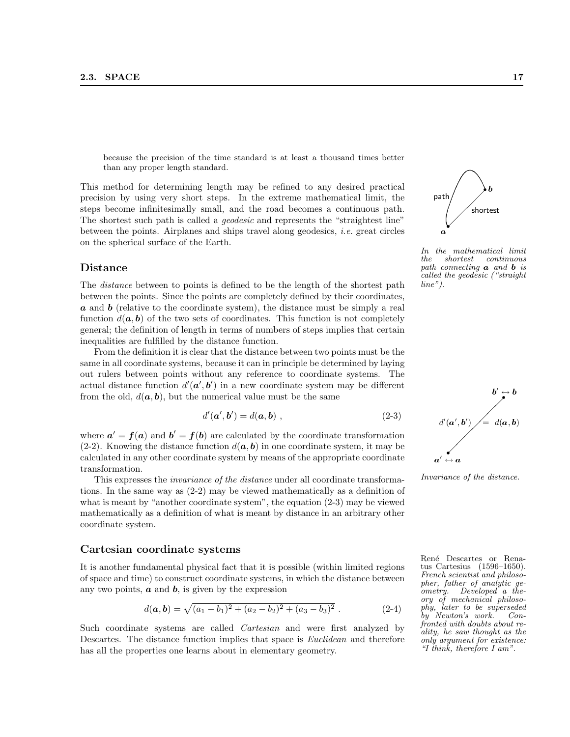because the precision of the time standard is at least a thousand times better than any proper length standard.

This method for determining length may be refined to any desired practical precision by using very short steps. In the extreme mathematical limit, the steps become infinitesimally small, and the road becomes a continuous path. The shortest such path is called a *geodesic* and represents the "straightest line" between the points. Airplanes and ships travel along geodesics, *i.e.* great circles on the spherical surface of the Earth.

*In the mathematical limit the shortest continuous path connecting* $\boldsymbol{a}$ *and* $\boldsymbol{b}$ *is called the geodesic ("straight line").*

## Distance

The *distance* between to points is defined to be the length of the shortest path between the points. Since the points are completely defined by their coordinates, $\boldsymbol{a}$ and $\boldsymbol{b}$ (relative to the coordinate system), the distance must be simply a real function $d(\boldsymbol{a}, \boldsymbol{b})$ of the two sets of coordinates. This function is not completely general; the definition of length in terms of numbers of steps implies that certain inequalities are fulfilled by the distance function.

From the definition it is clear that the distance between two points must be the same in all coordinate systems, because it can in principle be determined by laying out rulers between points without any reference to coordinate systems. The actual distance function $d'(\boldsymbol{a}', \boldsymbol{b}')$ in a new coordinate system may be different from the old, $d(\boldsymbol{a}, \boldsymbol{b})$, but the numerical value must be the same

$$d'(\boldsymbol{a}', \boldsymbol{b}') = d(\boldsymbol{a}, \boldsymbol{b}) \ , \tag{2-3}$$

where $\boldsymbol{a}' = \boldsymbol{f}(\boldsymbol{a})$ and $\boldsymbol{b}' = \boldsymbol{f}(\boldsymbol{b})$ are calculated by the coordinate transformation (2-2). Knowing the distance function $d(\boldsymbol{a}, \boldsymbol{b})$ in one coordinate system, it may be calculated in any other coordinate system by means of the appropriate coordinate transformation.

This expresses the *invariance of the distance* under all coordinate transformations. In the same way as (2-2) may be viewed mathematically as a definition of what is meant by "another coordinate system", the equation (2-3) may be viewed mathematically as a definition of what is meant by distance in an arbitrary other coordinate system.

*Invariance of the distance.*

## Cartesian coordinate systems

It is another fundamental physical fact that it is possible (within limited regions of space and time) to construct coordinate systems, in which the distance between any two points, $\boldsymbol{a}$ and $\boldsymbol{b}$, is given by the expression

$$d(\boldsymbol{a}, \boldsymbol{b}) = \sqrt{(a_1 - b_1)^2 + (a_2 - b_2)^2 + (a_3 - b_3)^2} \ . \tag{2-4}$$

Such coordinate systems are called *Cartesian* and were first analyzed by Descartes. The distance function implies that space is *Euclidean* and therefore has all the properties one learns about in elementary geometry.

René Descartes or Renatus Cartesius (1596–1650). *French scientist and philosopher, father of analytic geometry. Developed a theory of mechanical philosophy, later to be superseded by Newton's work. Confronted with doubts about reality, he saw thought as the only argument for existence: "I think, therefore I am".*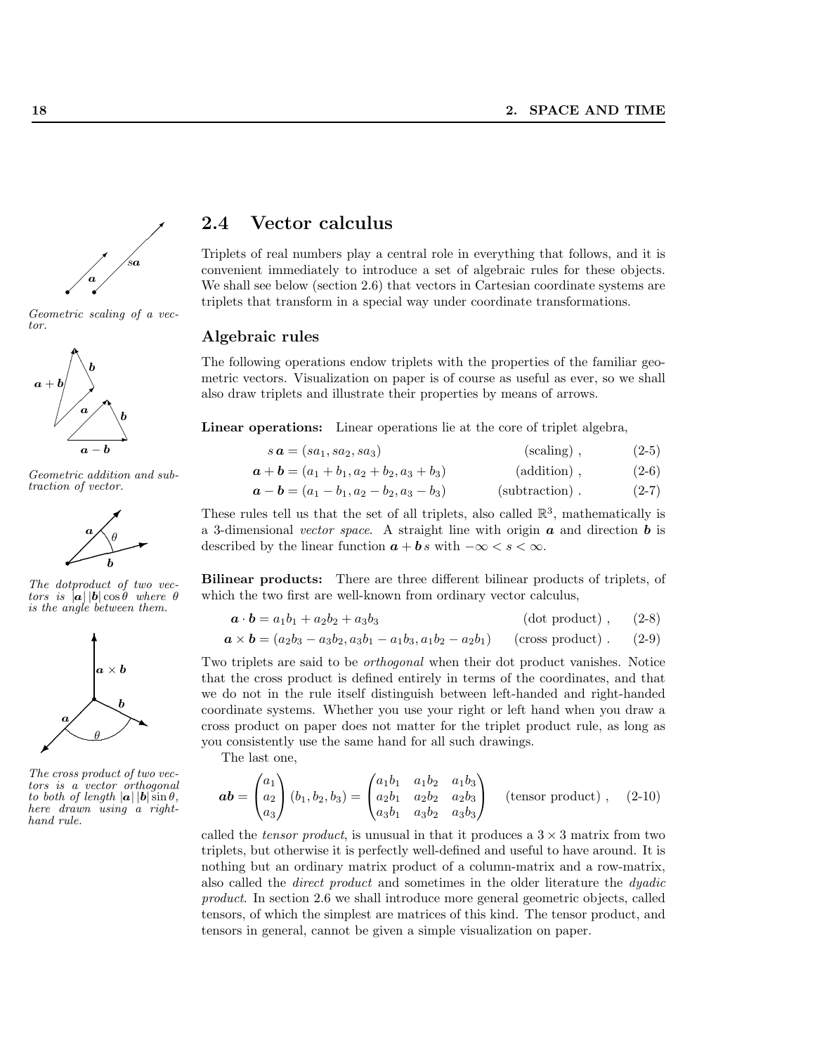## 2.4 Vector calculus

Triplets of real numbers play a central role in everything that follows, and it is convenient immediately to introduce a set of algebraic rules for these objects. We shall see below (section 2.6) that vectors in Cartesian coordinate systems are triplets that transform in a special way under coordinate transformations.

*Geometric scaling of a vector.*

*Geometric addition and subtraction of vector.*

*The dotproduct of two vectors is $|\boldsymbol{a}|\,|\boldsymbol{b}|\cos\theta$ where $\theta$ is the angle between them.*

*The cross product of two vectors is a vector orthogonal to both of length $|\boldsymbol{a}|\,|\boldsymbol{b}|\sin\theta$, here drawn using a right-hand rule.*

### Algebraic rules

The following operations endow triplets with the properties of the familiar geometric vectors. Visualization on paper is of course as useful as ever, so we shall also draw triplets and illustrate their properties by means of arrows.

**Linear operations:** Linear operations lie at the core of triplet algebra,

$$s\,\boldsymbol{a} = (sa_1, sa_2, sa_3) \qquad \text{(scaling)}\,, \tag{2-5}$$

$$\boldsymbol{a} + \boldsymbol{b} = (a_1 + b_1, a_2 + b_2, a_3 + b_3) \qquad \text{(addition)}\,, \tag{2-6}$$

$$\boldsymbol{a} - \boldsymbol{b} = (a_1 - b_1, a_2 - b_2, a_3 - b_3) \qquad \text{(subtraction)}\,. \tag{2-7}$$

These rules tell us that the set of all triplets, also called $\mathbb{R}^3$, mathematically is a 3-dimensional *vector space*. A straight line with origin $\boldsymbol{a}$ and direction $\boldsymbol{b}$ is described by the linear function $\boldsymbol{a} + \boldsymbol{b}\,s$ with $-\infty < s < \infty$.

**Bilinear products:** There are three different bilinear products of triplets, of which the two first are well-known from ordinary vector calculus,

$$\boldsymbol{a} \cdot \boldsymbol{b} = a_1b_1 + a_2b_2 + a_3b_3 \qquad \text{(dot product)}\,, \tag{2-8}$$

$$\boldsymbol{a} \times \boldsymbol{b} = (a_2b_3 - a_3b_2, a_3b_1 - a_1b_3, a_1b_2 - a_2b_1) \qquad \text{(cross product)}\,. \tag{2-9}$$

Two triplets are said to be *orthogonal* when their dot product vanishes. Notice that the cross product is defined entirely in terms of the coordinates, and that we do not in the rule itself distinguish between left-handed and right-handed coordinate systems. Whether you use your right or left hand when you draw a cross product on paper does not matter for the triplet product rule, as long as you consistently use the same hand for all such drawings.

The last one,

$$\boldsymbol{a}\boldsymbol{b} = \begin{pmatrix} a_1 \\ a_2 \\ a_3 \end{pmatrix} (b_1, b_2, b_3) = \begin{pmatrix} a_1b_1 & a_1b_2 & a_1b_3 \\ a_2b_1 & a_2b_2 & a_2b_3 \\ a_3b_1 & a_3b_2 & a_3b_3 \end{pmatrix} \qquad \text{(tensor product)}\,, \tag{2-10}$$

called the *tensor product*, is unusual in that it produces a $3 \times 3$ matrix from two triplets, but otherwise it is perfectly well-defined and useful to have around. It is nothing but an ordinary matrix product of a column-matrix and a row-matrix, also called the *direct product* and sometimes in the older literature the *dyadic product*. In section 2.6 we shall introduce more general geometric objects, called tensors, of which the simplest are matrices of this kind. The tensor product, and tensors in general, cannot be given a simple visualization on paper.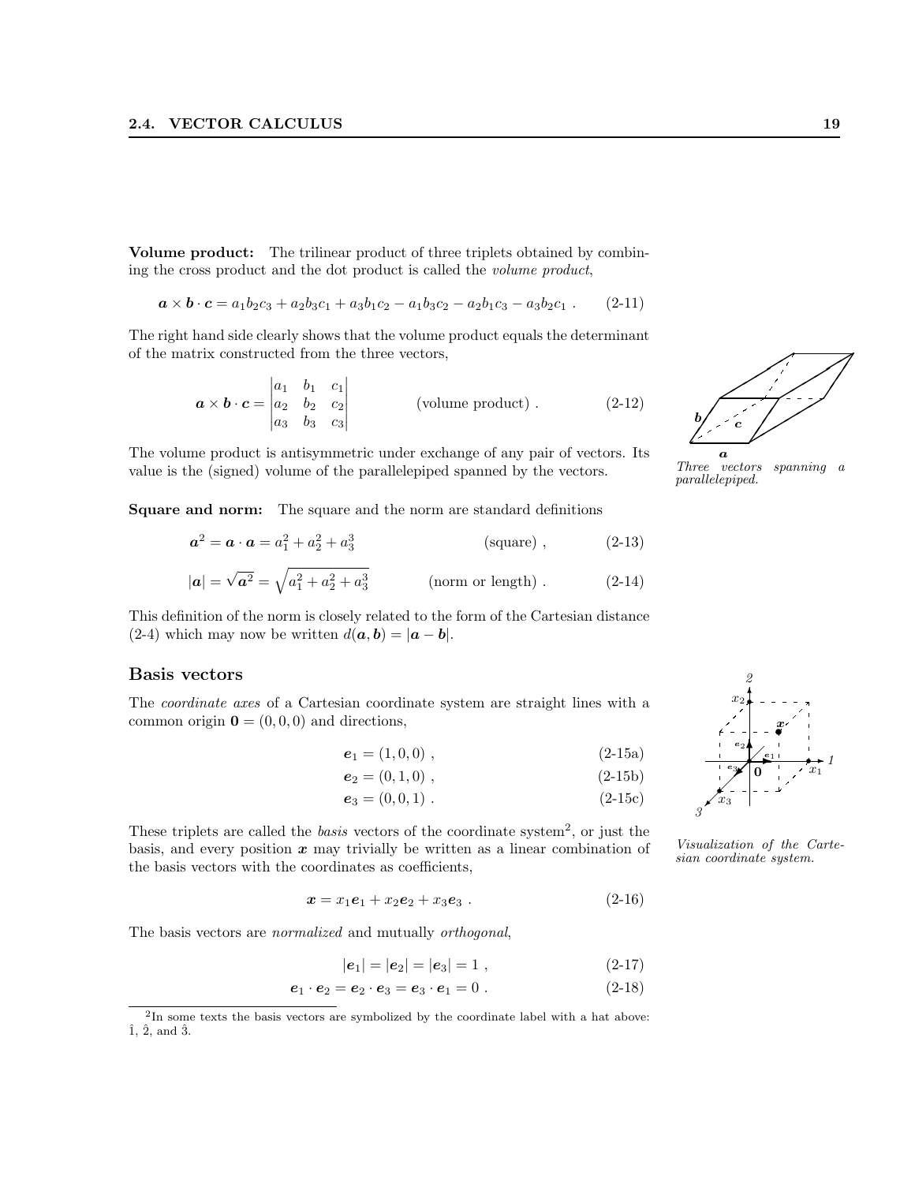**Volume product:** The trilinear product of three triplets obtained by combining the cross product and the dot product is called the *volume product*,

$$\boldsymbol{a} \times \boldsymbol{b} \cdot \boldsymbol{c} = a_1 b_2 c_3 + a_2 b_3 c_1 + a_3 b_1 c_2 - a_1 b_3 c_2 - a_2 b_1 c_3 - a_3 b_2 c_1 \ . \qquad \text{(2-11)}$$

The right hand side clearly shows that the volume product equals the determinant of the matrix constructed from the three vectors,

$$\boldsymbol{a} \times \boldsymbol{b} \cdot \boldsymbol{c} = \begin{vmatrix} a_1 & b_1 & c_1 \\ a_2 & b_2 & c_2 \\ a_3 & b_3 & c_3 \end{vmatrix} \qquad \text{(volume product)} \ . \qquad \text{(2-12)}$$

The volume product is antisymmetric under exchange of any pair of vectors. Its value is the (signed) volume of the parallelepiped spanned by the vectors.

*Three vectors spanning a parallelepiped.*

**Square and norm:** The square and the norm are standard definitions

$$\boldsymbol{a}^2 = \boldsymbol{a} \cdot \boldsymbol{a} = a_1^2 + a_2^2 + a_3^3 \qquad \text{(square)} \ , \qquad \text{(2-13)}$$

$$|\boldsymbol{a}| = \sqrt{\boldsymbol{a}^2} = \sqrt{a_1^2 + a_2^2 + a_3^3} \qquad \text{(norm or length)} \ . \qquad \text{(2-14)}$$

This definition of the norm is closely related to the form of the Cartesian distance (2-4) which may now be written $d(\boldsymbol{a}, \boldsymbol{b}) = |\boldsymbol{a} - \boldsymbol{b}|$.

## Basis vectors

The *coordinate axes* of a Cartesian coordinate system are straight lines with a common origin $\mathbf{0} = (0, 0, 0)$ and directions,

$$\boldsymbol{e}_1 = (1, 0, 0) \ , \qquad \text{(2-15a)}$$

$$\boldsymbol{e}_2 = (0, 1, 0) \ , \qquad \text{(2-15b)}$$

$$\boldsymbol{e}_3 = (0, 0, 1) \ . \qquad \text{(2-15c)}$$

*Visualization of the Cartesian coordinate system.*

These triplets are called the *basis* vectors of the coordinate system[2], or just the basis, and every position $\boldsymbol{x}$ may trivially be written as a linear combination of the basis vectors with the coordinates as coefficients,

$$\boldsymbol{x} = x_1 \boldsymbol{e}_1 + x_2 \boldsymbol{e}_2 + x_3 \boldsymbol{e}_3 \ . \qquad \text{(2-16)}$$

The basis vectors are *normalized* and mutually *orthogonal*,

$$|\boldsymbol{e}_1| = |\boldsymbol{e}_2| = |\boldsymbol{e}_3| = 1 \ , \qquad \text{(2-17)}$$

$$\boldsymbol{e}_1 \cdot \boldsymbol{e}_2 = \boldsymbol{e}_2 \cdot \boldsymbol{e}_3 = \boldsymbol{e}_3 \cdot \boldsymbol{e}_1 = 0 \ . \qquad \text{(2-18)}$$

---

[2] In some texts the basis vectors are symbolized by the coordinate label with a hat above: $\hat{1}$, $\hat{2}$, and $\hat{3}$.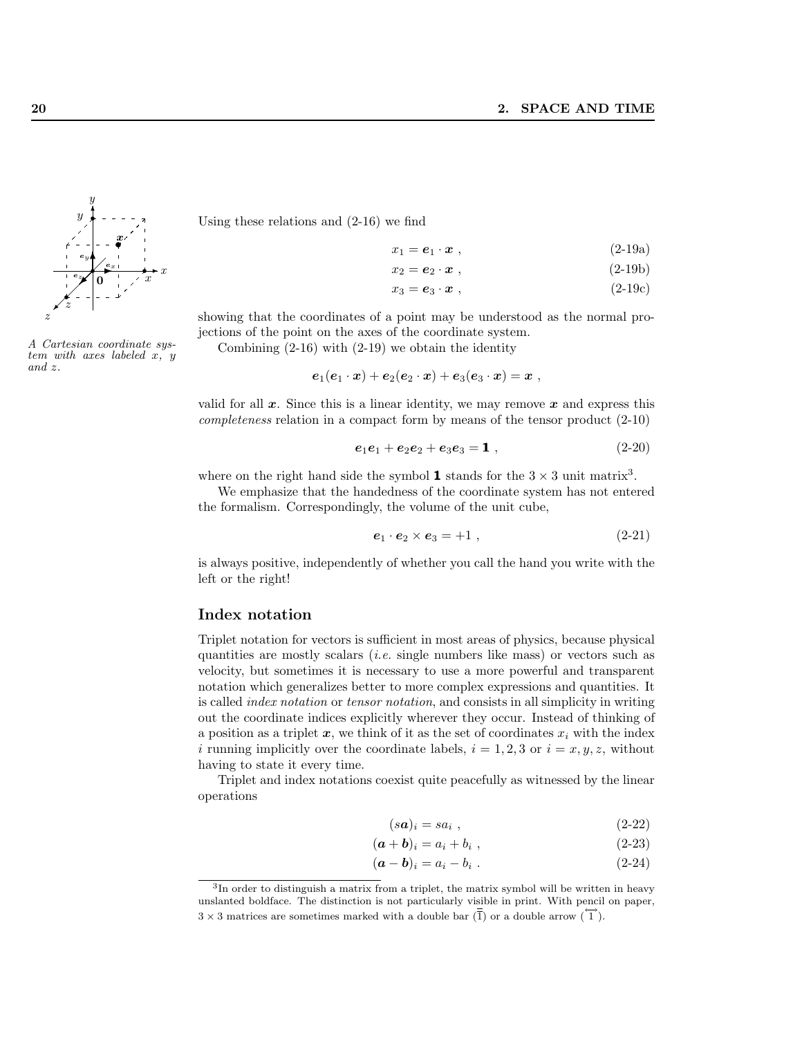A Cartesian coordinate system with axes labeled $x$, $y$ and $z$.

Using these relations and (2-16) we find

$$x_1 = \boldsymbol{e}_1 \cdot \boldsymbol{x} \ , \tag{2-19a}$$

$$x_2 = \boldsymbol{e}_2 \cdot \boldsymbol{x} \ , \tag{2-19b}$$

$$x_3 = \boldsymbol{e}_3 \cdot \boldsymbol{x} \ , \tag{2-19c}$$

showing that the coordinates of a point may be understood as the normal projections of the point on the axes of the coordinate system.

Combining (2-16) with (2-19) we obtain the identity

$$\boldsymbol{e}_1(\boldsymbol{e}_1 \cdot \boldsymbol{x}) + \boldsymbol{e}_2(\boldsymbol{e}_2 \cdot \boldsymbol{x}) + \boldsymbol{e}_3(\boldsymbol{e}_3 \cdot \boldsymbol{x}) = \boldsymbol{x} \ ,$$

valid for all $\boldsymbol{x}$. Since this is a linear identity, we may remove $\boldsymbol{x}$ and express this *completeness* relation in a compact form by means of the tensor product (2-10)

$$\boldsymbol{e}_1\boldsymbol{e}_1 + \boldsymbol{e}_2\boldsymbol{e}_2 + \boldsymbol{e}_3\boldsymbol{e}_3 = \mathbf{1} \ , \tag{2-20}$$

where on the right hand side the symbol $\mathbf{1}$ stands for the $3 \times 3$ unit matrix[3].

We emphasize that the handedness of the coordinate system has not entered the formalism. Correspondingly, the volume of the unit cube,

$$\boldsymbol{e}_1 \cdot \boldsymbol{e}_2 \times \boldsymbol{e}_3 = +1 \ , \tag{2-21}$$

is always positive, independently of whether you call the hand you write with the left or the right!

## Index notation

Triplet notation for vectors is sufficient in most areas of physics, because physical quantities are mostly scalars (*i.e.* single numbers like mass) or vectors such as velocity, but sometimes it is necessary to use a more powerful and transparent notation which generalizes better to more complex expressions and quantities. It is called *index notation* or *tensor notation*, and consists in all simplicity in writing out the coordinate indices explicitly wherever they occur. Instead of thinking of a position as a triplet $\boldsymbol{x}$, we think of it as the set of coordinates $x_i$ with the index $i$ running implicitly over the coordinate labels, $i = 1, 2, 3$ or $i = x, y, z$, without having to state it every time.

Triplet and index notations coexist quite peacefully as witnessed by the linear operations

$$(s\boldsymbol{a})_i = sa_i \ , \tag{2-22}$$

$$(\boldsymbol{a} + \boldsymbol{b})_i = a_i + b_i \ , \tag{2-23}$$

$$(\boldsymbol{a} - \boldsymbol{b})_i = a_i - b_i \ . \tag{2-24}$$

[3] In order to distinguish a matrix from a triplet, the matrix symbol will be written in heavy unslanted boldface. The distinction is not particularly visible in print. With pencil on paper, $3 \times 3$ matrices are sometimes marked with a double bar ($\overline{\overline{1}}$) or a double arrow ($\overleftrightarrow{1}$).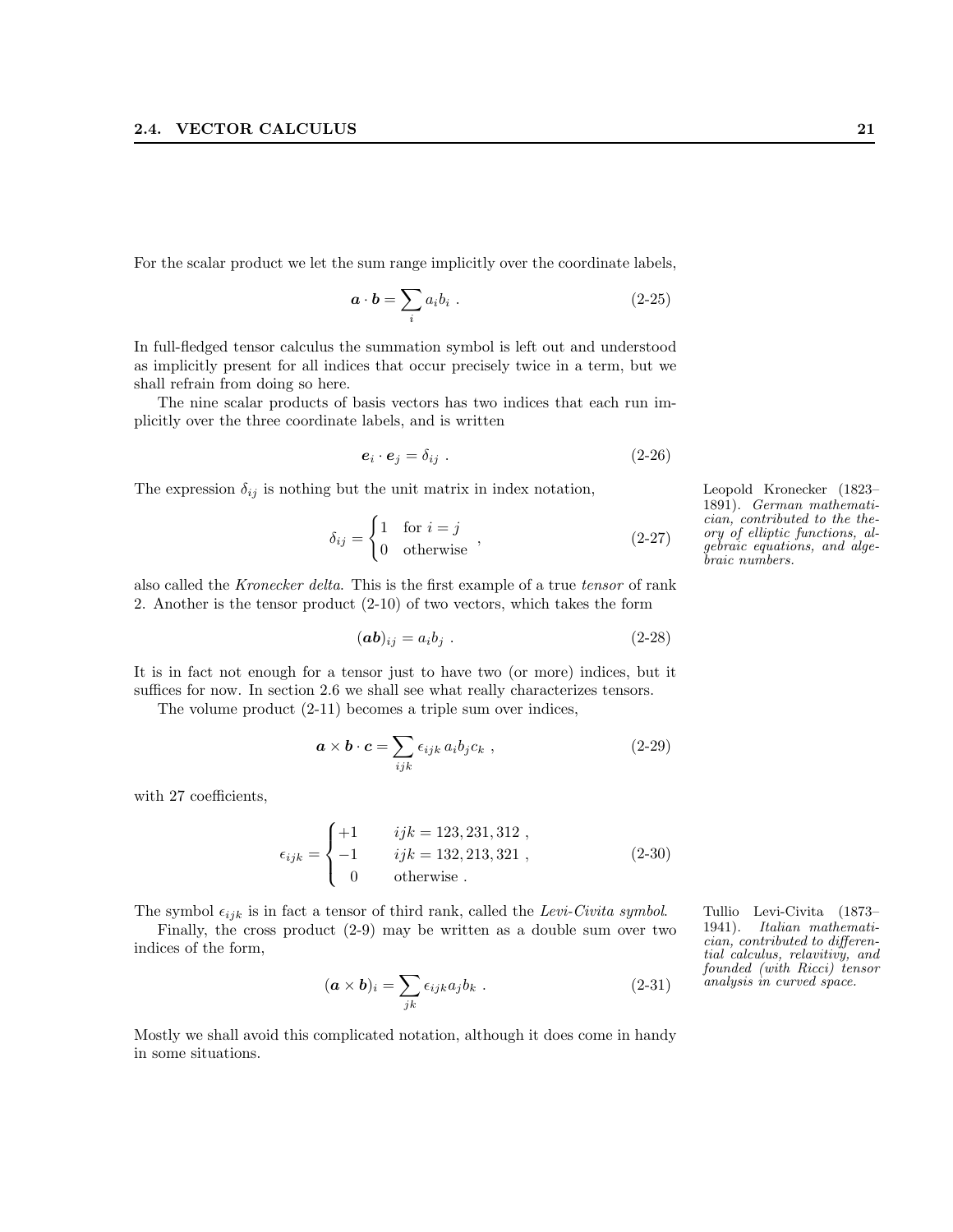For the scalar product we let the sum range implicitly over the coordinate labels,

$$\boldsymbol{a} \cdot \boldsymbol{b} = \sum_i a_i b_i \ . \tag{2-25}$$

In full-fledged tensor calculus the summation symbol is left out and understood as implicitly present for all indices that occur precisely twice in a term, but we shall refrain from doing so here.

The nine scalar products of basis vectors has two indices that each run implicitly over the three coordinate labels, and is written

$$\boldsymbol{e}_i \cdot \boldsymbol{e}_j = \delta_{ij} \ . \tag{2-26}$$

The expression $\delta_{ij}$ is nothing but the unit matrix in index notation,

$$\delta_{ij} = \begin{cases} 1 & \text{for } i = j \\ 0 & \text{otherwise} \end{cases} , \tag{2-27}$$

Leopold Kronecker (1823–1891). *German mathematician, contributed to the theory of elliptic functions, algebraic equations, and algebraic numbers.*

also called the *Kronecker delta*. This is the first example of a true *tensor* of rank 2. Another is the tensor product (2-10) of two vectors, which takes the form

$$(\boldsymbol{ab})_{ij} = a_i b_j \ . \tag{2-28}$$

It is in fact not enough for a tensor just to have two (or more) indices, but it suffices for now. In section 2.6 we shall see what really characterizes tensors.

The volume product (2-11) becomes a triple sum over indices,

$$\boldsymbol{a} \times \boldsymbol{b} \cdot \boldsymbol{c} = \sum_{ijk} \epsilon_{ijk} \, a_i b_j c_k \ , \tag{2-29}$$

with 27 coefficients,

$$\epsilon_{ijk} = \begin{cases} +1 & ijk = 123, 231, 312 \ , \\ -1 & ijk = 132, 213, 321 \ , \\ \ \ 0 & \text{otherwise} \ . \end{cases} \tag{2-30}$$

The symbol $\epsilon_{ijk}$ is in fact a tensor of third rank, called the *Levi-Civita symbol*.

Tullio Levi-Civita (1873–1941). *Italian mathematician, contributed to differential calculus, relavitivy, and founded (with Ricci) tensor analysis in curved space.*

Finally, the cross product (2-9) may be written as a double sum over two indices of the form,

$$(\boldsymbol{a} \times \boldsymbol{b})_i = \sum_{jk} \epsilon_{ijk} a_j b_k \ . \tag{2-31}$$

Mostly we shall avoid this complicated notation, although it does come in handy in some situations.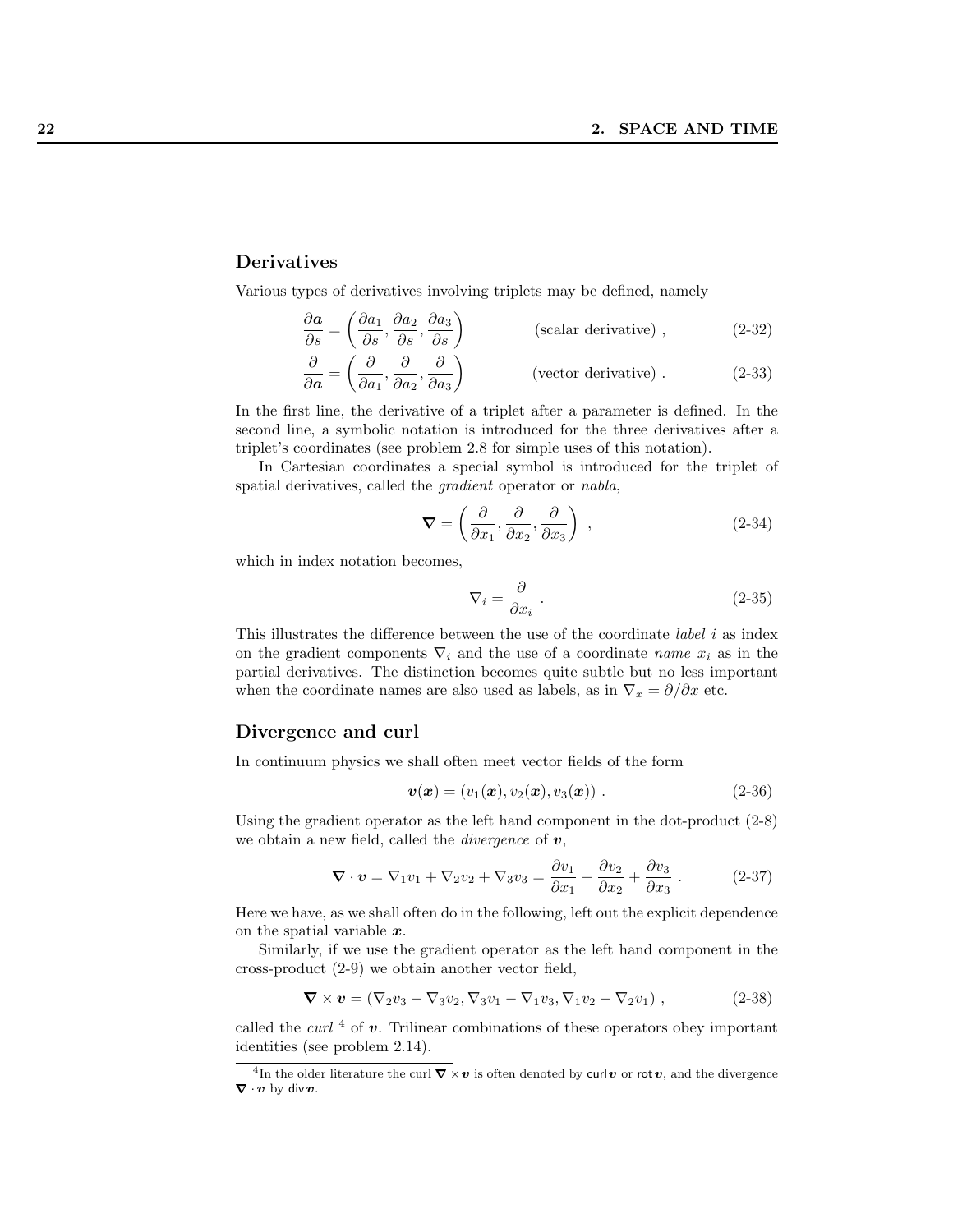### Derivatives

Various types of derivatives involving triplets may be defined, namely

$$\frac{\partial \boldsymbol{a}}{\partial s} = \left(\frac{\partial a_1}{\partial s}, \frac{\partial a_2}{\partial s}, \frac{\partial a_3}{\partial s}\right) \qquad \text{(scalar derivative)} , \tag{2-32}$$

$$\frac{\partial}{\partial \boldsymbol{a}} = \left(\frac{\partial}{\partial a_1}, \frac{\partial}{\partial a_2}, \frac{\partial}{\partial a_3}\right) \qquad \text{(vector derivative)} . \tag{2-33}$$

In the first line, the derivative of a triplet after a parameter is defined. In the second line, a symbolic notation is introduced for the three derivatives after a triplet's coordinates (see problem 2.8 for simple uses of this notation).

In Cartesian coordinates a special symbol is introduced for the triplet of spatial derivatives, called the *gradient* operator or *nabla*,

$$\boldsymbol{\nabla} = \left(\frac{\partial}{\partial x_1}, \frac{\partial}{\partial x_2}, \frac{\partial}{\partial x_3}\right) , \tag{2-34}$$

which in index notation becomes,

$$\nabla_i = \frac{\partial}{\partial x_i} . \tag{2-35}$$

This illustrates the difference between the use of the coordinate *label* $i$ as index on the gradient components $\nabla_i$ and the use of a coordinate *name* $x_i$ as in the partial derivatives. The distinction becomes quite subtle but no less important when the coordinate names are also used as labels, as in $\nabla_x = \partial/\partial x$ etc.

### Divergence and curl

In continuum physics we shall often meet vector fields of the form

$$\boldsymbol{v}(\boldsymbol{x}) = (v_1(\boldsymbol{x}), v_2(\boldsymbol{x}), v_3(\boldsymbol{x})) . \tag{2-36}$$

Using the gradient operator as the left hand component in the dot-product (2-8) we obtain a new field, called the *divergence* of $\boldsymbol{v}$,

$$\boldsymbol{\nabla} \cdot \boldsymbol{v} = \nabla_1 v_1 + \nabla_2 v_2 + \nabla_3 v_3 = \frac{\partial v_1}{\partial x_1} + \frac{\partial v_2}{\partial x_2} + \frac{\partial v_3}{\partial x_3} . \tag{2-37}$$

Here we have, as we shall often do in the following, left out the explicit dependence on the spatial variable $\boldsymbol{x}$.

Similarly, if we use the gradient operator as the left hand component in the cross-product (2-9) we obtain another vector field,

$$\boldsymbol{\nabla} \times \boldsymbol{v} = (\nabla_2 v_3 - \nabla_3 v_2, \nabla_3 v_1 - \nabla_1 v_3, \nabla_1 v_2 - \nabla_2 v_1) , \tag{2-38}$$

called the *curl* [4] of $\boldsymbol{v}$. Trilinear combinations of these operators obey important identities (see problem 2.14).

[4] In the older literature the curl $\boldsymbol{\nabla} \times \boldsymbol{v}$ is often denoted by $\mathsf{curl}\,\boldsymbol{v}$ or $\mathsf{rot}\,\boldsymbol{v}$, and the divergence $\boldsymbol{\nabla} \cdot \boldsymbol{v}$ by $\mathsf{div}\,\boldsymbol{v}$.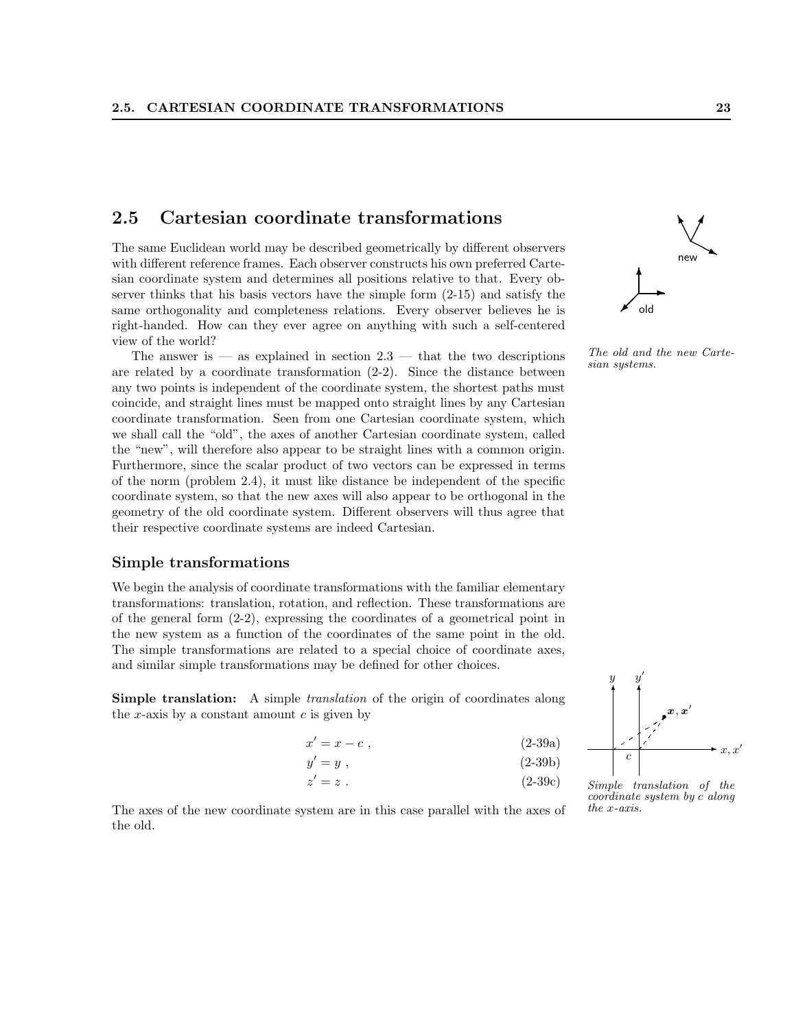## 2.5 Cartesian coordinate transformations

The same Euclidean world may be described geometrically by different observers with different reference frames. Each observer constructs his own preferred Cartesian coordinate system and determines all positions relative to that. Every observer thinks that his basis vectors have the simple form (2-15) and satisfy the same orthogonality and completeness relations. Every observer believes he is right-handed. How can they ever agree on anything with such a self-centered view of the world?

The answer is — as explained in section 2.3 — that the two descriptions are related by a coordinate transformation (2-2). Since the distance between any two points is independent of the coordinate system, the shortest paths must coincide, and straight lines must be mapped onto straight lines by any Cartesian coordinate transformation. Seen from one Cartesian coordinate system, which we shall call the "old", the axes of another Cartesian coordinate system, called the "new", will therefore also appear to be straight lines with a common origin. Furthermore, since the scalar product of two vectors can be expressed in terms of the norm (problem 2.4), it must like distance be independent of the specific coordinate system, so that the new axes will also appear to be orthogonal in the geometry of the old coordinate system. Different observers will thus agree that their respective coordinate systems are indeed Cartesian.

*The old and the new Cartesian systems.*

### Simple transformations

We begin the analysis of coordinate transformations with the familiar elementary transformations: translation, rotation, and reflection. These transformations are of the general form (2-2), expressing the coordinates of a geometrical point in the new system as a function of the coordinates of the same point in the old. The simple transformations are related to a special choice of coordinate axes, and similar simple transformations may be defined for other choices.

**Simple translation:** A simple *translation* of the origin of coordinates along the $x$-axis by a constant amount $c$ is given by

$$x' = x - c \ , \tag{2-39a}$$

$$y' = y \ , \tag{2-39b}$$

$$z' = z \ . \tag{2-39c}$$

The axes of the new coordinate system are in this case parallel with the axes of the old.

*Simple translation of the coordinate system by $c$ along the $x$-axis.*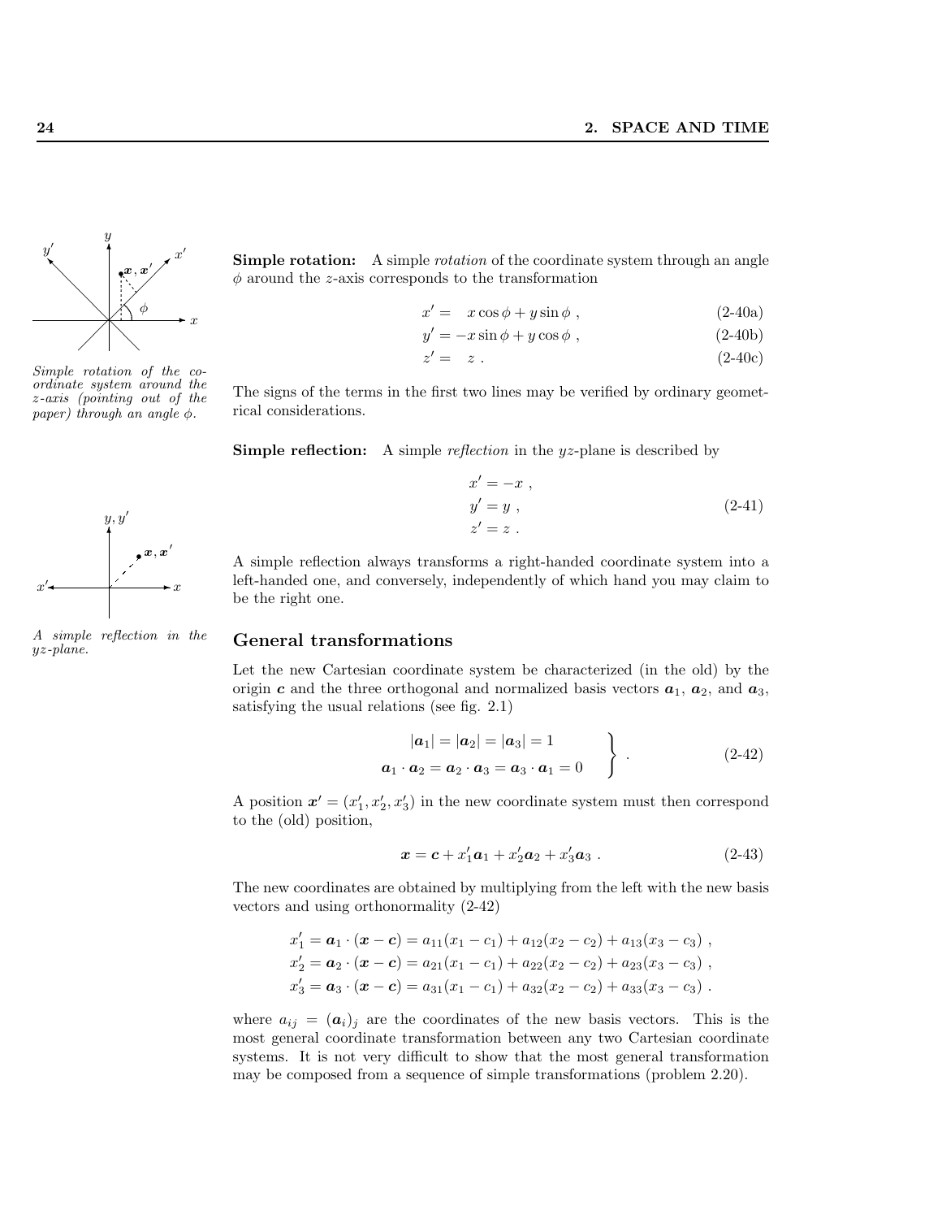*Simple rotation of the coordinate system around the z-axis (pointing out of the paper) through an angle $\phi$.*

**Simple rotation:** A simple *rotation* of the coordinate system through an angle $\phi$ around the $z$-axis corresponds to the transformation

$$x' = \quad x\cos\phi + y\sin\phi \ , \tag{2-40a}$$

$$y' = -x\sin\phi + y\cos\phi \ , \tag{2-40b}$$

$$z' = \quad z \ . \tag{2-40c}$$

The signs of the terms in the first two lines may be verified by ordinary geometrical considerations.

*A simple reflection in the yz-plane.*

**Simple reflection:** A simple *reflection* in the $yz$-plane is described by

$$\begin{aligned} x' &= -x \ , \\ y' &= y \ , \\ z' &= z \ . \end{aligned} \tag{2-41}$$

A simple reflection always transforms a right-handed coordinate system into a left-handed one, and conversely, independently of which hand you may claim to be the right one.

## General transformations

Let the new Cartesian coordinate system be characterized (in the old) by the origin $\boldsymbol{c}$ and the three orthogonal and normalized basis vectors $\boldsymbol{a}_1$, $\boldsymbol{a}_2$, and $\boldsymbol{a}_3$, satisfying the usual relations (see fig. 2.1)

$$\left.\begin{aligned} |\boldsymbol{a}_1| = |\boldsymbol{a}_2| = |\boldsymbol{a}_3| = 1 \\ \boldsymbol{a}_1 \cdot \boldsymbol{a}_2 = \boldsymbol{a}_2 \cdot \boldsymbol{a}_3 = \boldsymbol{a}_3 \cdot \boldsymbol{a}_1 = 0 \end{aligned}\right\} \ . \tag{2-42}$$

A position $\boldsymbol{x}' = (x'_1, x'_2, x'_3)$ in the new coordinate system must then correspond to the (old) position,

$$\boldsymbol{x} = \boldsymbol{c} + x'_1\boldsymbol{a}_1 + x'_2\boldsymbol{a}_2 + x'_3\boldsymbol{a}_3 \ . \tag{2-43}$$

The new coordinates are obtained by multiplying from the left with the new basis vectors and using orthonormality (2-42)

$$\begin{aligned} x'_1 &= \boldsymbol{a}_1 \cdot (\boldsymbol{x} - \boldsymbol{c}) = a_{11}(x_1 - c_1) + a_{12}(x_2 - c_2) + a_{13}(x_3 - c_3) \ , \\ x'_2 &= \boldsymbol{a}_2 \cdot (\boldsymbol{x} - \boldsymbol{c}) = a_{21}(x_1 - c_1) + a_{22}(x_2 - c_2) + a_{23}(x_3 - c_3) \ , \\ x'_3 &= \boldsymbol{a}_3 \cdot (\boldsymbol{x} - \boldsymbol{c}) = a_{31}(x_1 - c_1) + a_{32}(x_2 - c_2) + a_{33}(x_3 - c_3) \ . \end{aligned}$$

where $a_{ij} = (\boldsymbol{a}_i)_j$ are the coordinates of the new basis vectors. This is the most general coordinate transformation between any two Cartesian coordinate systems. It is not very difficult to show that the most general transformation may be composed from a sequence of simple transformations (problem 2.20).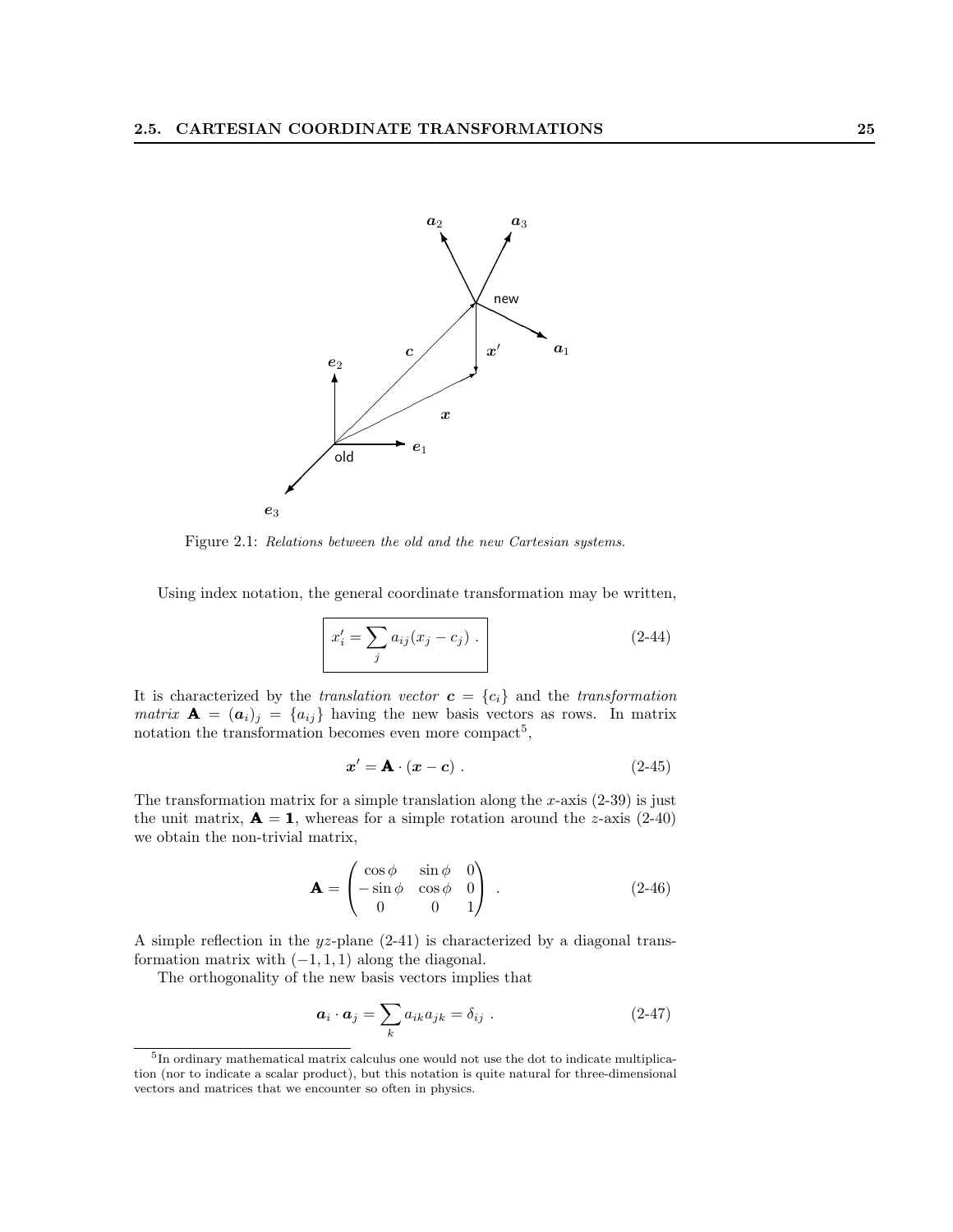Figure 2.1: *Relations between the old and the new Cartesian systems.*

Using index notation, the general coordinate transformation may be written,

$$x'_i = \sum_j a_{ij}(x_j - c_j) \ . \tag{2-44}$$

It is characterized by the *translation vector* $\boldsymbol{c} = \{c_i\}$ and the *transformation matrix* $\mathbf{A} = (\boldsymbol{a}_i)_j = \{a_{ij}\}$ having the new basis vectors as rows. In matrix notation the transformation becomes even more compact[5],

$$\boldsymbol{x}' = \mathbf{A} \cdot (\boldsymbol{x} - \boldsymbol{c}) \ . \tag{2-45}$$

The transformation matrix for a simple translation along the $x$-axis (2-39) is just the unit matrix, $\mathbf{A} = \mathbf{1}$, whereas for a simple rotation around the $z$-axis (2-40) we obtain the non-trivial matrix,

$$\mathbf{A} = \begin{pmatrix} \cos\phi & \sin\phi & 0 \\ -\sin\phi & \cos\phi & 0 \\ 0 & 0 & 1 \end{pmatrix} \ . \tag{2-46}$$

A simple reflection in the $yz$-plane (2-41) is characterized by a diagonal transformation matrix with $(-1, 1, 1)$ along the diagonal.

The orthogonality of the new basis vectors implies that

$$\boldsymbol{a}_i \cdot \boldsymbol{a}_j = \sum_k a_{ik} a_{jk} = \delta_{ij} \ . \tag{2-47}$$

---

[5] In ordinary mathematical matrix calculus one would not use the dot to indicate multiplication (nor to indicate a scalar product), but this notation is quite natural for three-dimensional vectors and matrices that we encounter so often in physics.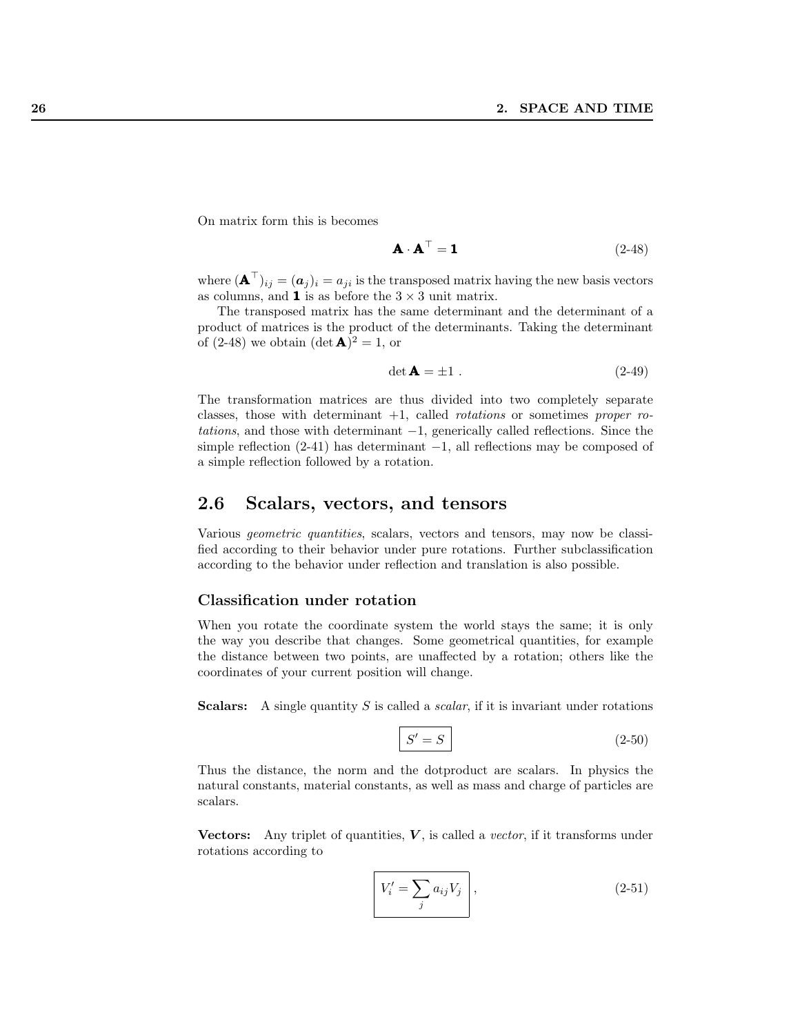On matrix form this is becomes

$$\mathbf{A} \cdot \mathbf{A}^\top = \mathbf{1} \tag{2-48}$$

where $(\mathbf{A}^\top)_{ij} = (\boldsymbol{a}_j)_i = a_{ji}$ is the transposed matrix having the new basis vectors as columns, and $\mathbf{1}$ is as before the $3 \times 3$ unit matrix.

The transposed matrix has the same determinant and the determinant of a product of matrices is the product of the determinants. Taking the determinant of (2-48) we obtain $(\det \mathbf{A})^2 = 1$, or

$$\det \mathbf{A} = \pm 1 \ . \tag{2-49}$$

The transformation matrices are thus divided into two completely separate classes, those with determinant $+1$, called *rotations* or sometimes *proper rotations*, and those with determinant $-1$, generically called reflections. Since the simple reflection (2-41) has determinant $-1$, all reflections may be composed of a simple reflection followed by a rotation.

## 2.6 Scalars, vectors, and tensors

Various *geometric quantities*, scalars, vectors and tensors, may now be classified according to their behavior under pure rotations. Further subclassification according to the behavior under reflection and translation is also possible.

### Classification under rotation

When you rotate the coordinate system the world stays the same; it is only the way you describe that changes. Some geometrical quantities, for example the distance between two points, are unaffected by a rotation; others like the coordinates of your current position will change.

**Scalars:** A single quantity $S$ is called a *scalar*, if it is invariant under rotations

$$\boxed{S' = S} \tag{2-50}$$

Thus the distance, the norm and the dotproduct are scalars. In physics the natural constants, material constants, as well as mass and charge of particles are scalars.

**Vectors:** Any triplet of quantities, $\boldsymbol{V}$, is called a *vector*, if it transforms under rotations according to

$$\boxed{V'_i = \sum_j a_{ij} V_j} \ , \tag{2-51}$$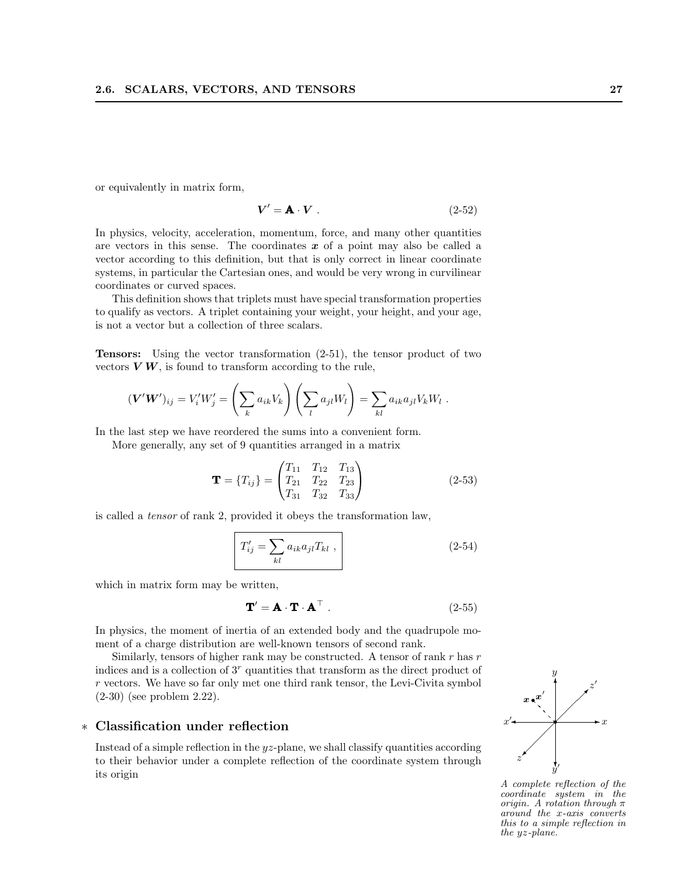or equivalently in matrix form,

$$\boldsymbol{V}' = \mathbf{A} \cdot \boldsymbol{V} \ . \tag{2-52}$$

In physics, velocity, acceleration, momentum, force, and many other quantities are vectors in this sense. The coordinates $\boldsymbol{x}$ of a point may also be called a vector according to this definition, but that is only correct in linear coordinate systems, in particular the Cartesian ones, and would be very wrong in curvilinear coordinates or curved spaces.

This definition shows that triplets must have special transformation properties to qualify as vectors. A triplet containing your weight, your height, and your age, is not a vector but a collection of three scalars.

**Tensors:** Using the vector transformation (2-51), the tensor product of two vectors $\boldsymbol{V}\,\boldsymbol{W}$, is found to transform according to the rule,

$$(\boldsymbol{V}'\boldsymbol{W}')_{ij} = V'_i W'_j = \left(\sum_k a_{ik} V_k\right)\left(\sum_l a_{jl} W_l\right) = \sum_{kl} a_{ik} a_{jl} V_k W_l \ .$$

In the last step we have reordered the sums into a convenient form.

More generally, any set of 9 quantities arranged in a matrix

$$\mathbf{T} = \{T_{ij}\} = \begin{pmatrix} T_{11} & T_{12} & T_{13} \\ T_{21} & T_{22} & T_{23} \\ T_{31} & T_{32} & T_{33} \end{pmatrix} \tag{2-53}$$

is called a *tensor* of rank 2, provided it obeys the transformation law,

$$\boxed{T'_{ij} = \sum_{kl} a_{ik} a_{jl} T_{kl} \ ,} \tag{2-54}$$

which in matrix form may be written,

$$\mathbf{T}' = \mathbf{A} \cdot \mathbf{T} \cdot \mathbf{A}^\top \ . \tag{2-55}$$

In physics, the moment of inertia of an extended body and the quadrupole moment of a charge distribution are well-known tensors of second rank.

Similarly, tensors of higher rank may be constructed. A tensor of rank $r$ has $r$ indices and is a collection of $3^r$ quantities that transform as the direct product of $r$ vectors. We have so far only met one third rank tensor, the Levi-Civita symbol (2-30) (see problem 2.22).

## * Classification under reflection

Instead of a simple reflection in the $yz$-plane, we shall classify quantities according to their behavior under a complete reflection of the coordinate system through its origin

*A complete reflection of the coordinate system in the origin. A rotation through $\pi$ around the $x$-axis converts this to a simple reflection in the $yz$-plane.*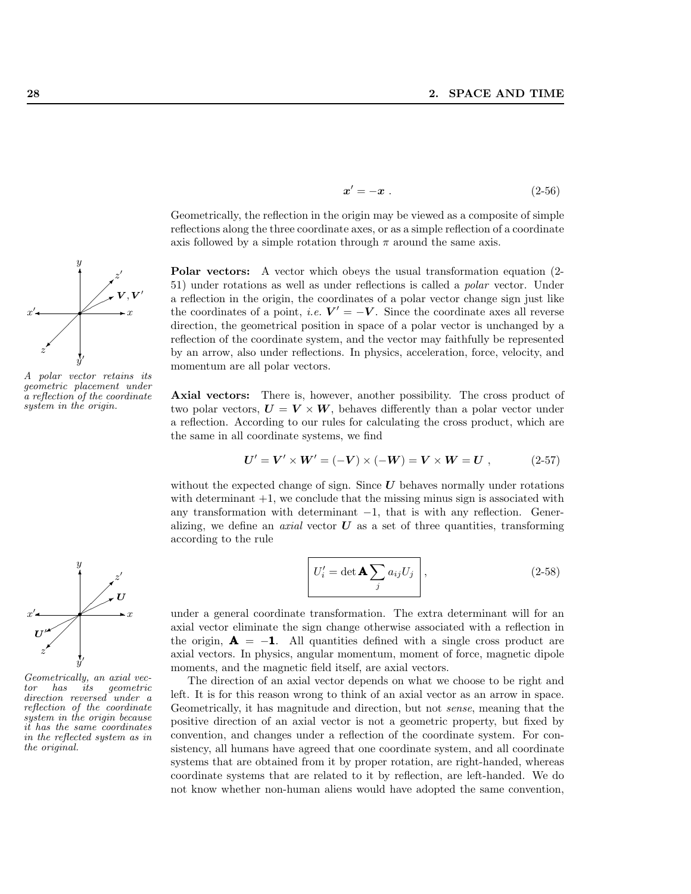$$x' = -x \ . \tag{2-56}$$

Geometrically, the reflection in the origin may be viewed as a composite of simple reflections along the three coordinate axes, or as a simple reflection of a coordinate axis followed by a simple rotation through $\pi$ around the same axis.

*A polar vector retains its geometric placement under a reflection of the coordinate system in the origin.*

**Polar vectors:** A vector which obeys the usual transformation equation (2-51) under rotations as well as under reflections is called a *polar* vector. Under a reflection in the origin, the coordinates of a polar vector change sign just like the coordinates of a point, *i.e.* $V' = -V$. Since the coordinate axes all reverse direction, the geometrical position in space of a polar vector is unchanged by a reflection of the coordinate system, and the vector may faithfully be represented by an arrow, also under reflections. In physics, acceleration, force, velocity, and momentum are all polar vectors.

**Axial vectors:** There is, however, another possibility. The cross product of two polar vectors, $U = V \times W$, behaves differently than a polar vector under a reflection. According to our rules for calculating the cross product, which are the same in all coordinate systems, we find

$$U' = V' \times W' = (-V) \times (-W) = V \times W = U \ , \tag{2-57}$$

without the expected change of sign. Since $U$ behaves normally under rotations with determinant $+1$, we conclude that the missing minus sign is associated with any transformation with determinant $-1$, that is with any reflection. Generalizing, we define an *axial* vector $U$ as a set of three quantities, transforming according to the rule

$$\boxed{U'_i = \det \mathbf{A} \sum_j a_{ij} U_j} \ , \tag{2-58}$$

*Geometrically, an axial vector has its geometric direction reversed under a reflection of the coordinate system in the origin because it has the same coordinates in the reflected system as in the original.*

under a general coordinate transformation. The extra determinant will for an axial vector eliminate the sign change otherwise associated with a reflection in the origin, $\mathbf{A} = -\mathbf{1}$. All quantities defined with a single cross product are axial vectors. In physics, angular momentum, moment of force, magnetic dipole moments, and the magnetic field itself, are axial vectors.

The direction of an axial vector depends on what we choose to be right and left. It is for this reason wrong to think of an axial vector as an arrow in space. Geometrically, it has magnitude and direction, but not *sense*, meaning that the positive direction of an axial vector is not a geometric property, but fixed by convention, and changes under a reflection of the coordinate system. For consistency, all humans have agreed that one coordinate system, and all coordinate systems that are obtained from it by proper rotation, are right-handed, whereas coordinate systems that are related to it by reflection, are left-handed. We do not know whether non-human aliens would have adopted the same convention,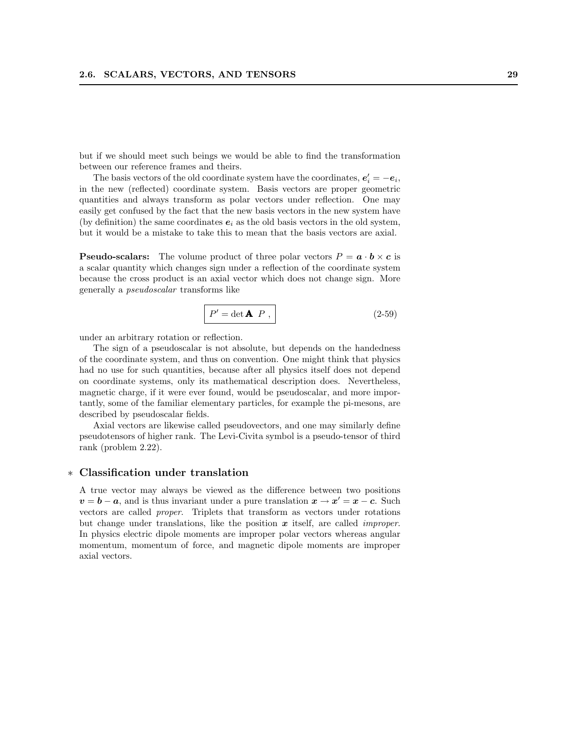but if we should meet such beings we would be able to find the transformation between our reference frames and theirs.

The basis vectors of the old coordinate system have the coordinates, $\boldsymbol{e}'_i = -\boldsymbol{e}_i$, in the new (reflected) coordinate system. Basis vectors are proper geometric quantities and always transform as polar vectors under reflection. One may easily get confused by the fact that the new basis vectors in the new system have (by definition) the same coordinates $\boldsymbol{e}_i$ as the old basis vectors in the old system, but it would be a mistake to take this to mean that the basis vectors are axial.

**Pseudo-scalars:** The volume product of three polar vectors $P = \boldsymbol{a} \cdot \boldsymbol{b} \times \boldsymbol{c}$ is a scalar quantity which changes sign under a reflection of the coordinate system because the cross product is an axial vector which does not change sign. More generally a *pseudoscalar* transforms like

$$\boxed{P' = \det \mathbf{A} \;\; P \;,} \tag{2-59}$$

under an arbitrary rotation or reflection.

The sign of a pseudoscalar is not absolute, but depends on the handedness of the coordinate system, and thus on convention. One might think that physics had no use for such quantities, because after all physics itself does not depend on coordinate systems, only its mathematical description does. Nevertheless, magnetic charge, if it were ever found, would be pseudoscalar, and more importantly, some of the familiar elementary particles, for example the pi-mesons, are described by pseudoscalar fields.

Axial vectors are likewise called pseudovectors, and one may similarly define pseudotensors of higher rank. The Levi-Civita symbol is a pseudo-tensor of third rank (problem 2.22).

## * Classification under translation

A true vector may always be viewed as the difference between two positions $\boldsymbol{v} = \boldsymbol{b} - \boldsymbol{a}$, and is thus invariant under a pure translation $\boldsymbol{x} \to \boldsymbol{x}' = \boldsymbol{x} - \boldsymbol{c}$. Such vectors are called *proper*. Triplets that transform as vectors under rotations but change under translations, like the position $\boldsymbol{x}$ itself, are called *improper*. In physics electric dipole moments are improper polar vectors whereas angular momentum, momentum of force, and magnetic dipole moments are improper axial vectors.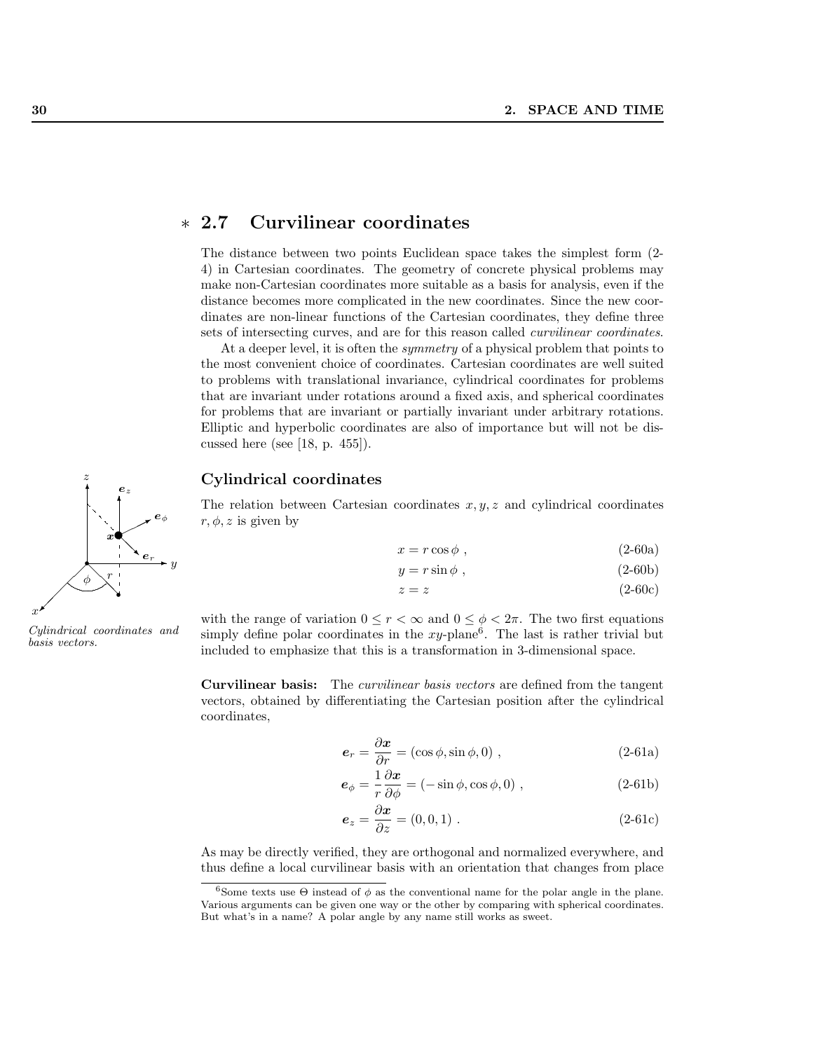## ∗ 2.7 Curvilinear coordinates

The distance between two points Euclidean space takes the simplest form (2-4) in Cartesian coordinates. The geometry of concrete physical problems may make non-Cartesian coordinates more suitable as a basis for analysis, even if the distance becomes more complicated in the new coordinates. Since the new coordinates are non-linear functions of the Cartesian coordinates, they define three sets of intersecting curves, and are for this reason called *curvilinear coordinates*.

At a deeper level, it is often the *symmetry* of a physical problem that points to the most convenient choice of coordinates. Cartesian coordinates are well suited to problems with translational invariance, cylindrical coordinates for problems that are invariant under rotations around a fixed axis, and spherical coordinates for problems that are invariant or partially invariant under arbitrary rotations. Elliptic and hyperbolic coordinates are also of importance but will not be discussed here (see [18, p. 455]).

### Cylindrical coordinates

*Cylindrical coordinates and basis vectors.*

The relation between Cartesian coordinates $x, y, z$ and cylindrical coordinates $r, \phi, z$ is given by

$$x = r\cos\phi\ , \tag{2-60a}$$

$$y = r\sin\phi\ , \tag{2-60b}$$

$$z = z \tag{2-60c}$$

with the range of variation $0 \leq r < \infty$ and $0 \leq \phi < 2\pi$. The two first equations simply define polar coordinates in the $xy$-plane[6]. The last is rather trivial but included to emphasize that this is a transformation in 3-dimensional space.

**Curvilinear basis:** The *curvilinear basis vectors* are defined from the tangent vectors, obtained by differentiating the Cartesian position after the cylindrical coordinates,

$$\boldsymbol{e}_r = \frac{\partial \boldsymbol{x}}{\partial r} = (\cos\phi, \sin\phi, 0)\ , \tag{2-61a}$$

$$\boldsymbol{e}_\phi = \frac{1}{r}\frac{\partial \boldsymbol{x}}{\partial \phi} = (-\sin\phi, \cos\phi, 0)\ , \tag{2-61b}$$

$$\boldsymbol{e}_z = \frac{\partial \boldsymbol{x}}{\partial z} = (0, 0, 1)\ . \tag{2-61c}$$

As may be directly verified, they are orthogonal and normalized everywhere, and thus define a local curvilinear basis with an orientation that changes from place

[6] Some texts use $\Theta$ instead of $\phi$ as the conventional name for the polar angle in the plane. Various arguments can be given one way or the other by comparing with spherical coordinates. But what's in a name? A polar angle by any name still works as sweet.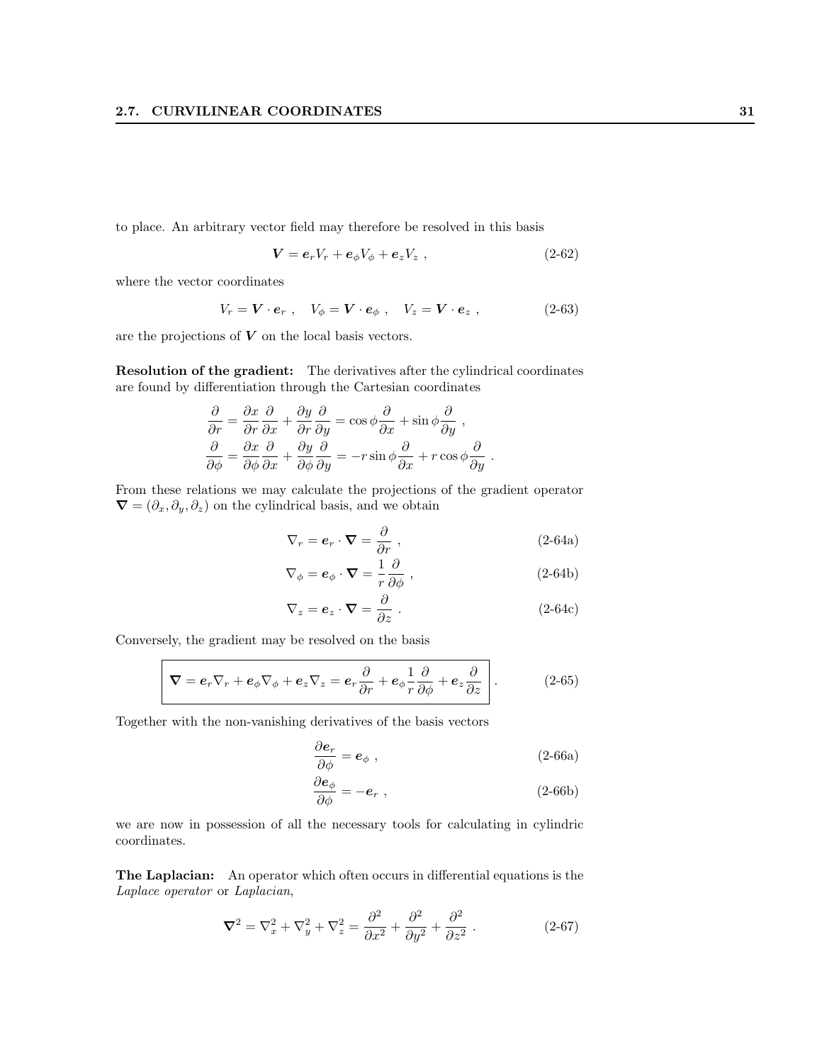to place. An arbitrary vector field may therefore be resolved in this basis

$$\boldsymbol{V} = \boldsymbol{e}_r V_r + \boldsymbol{e}_\phi V_\phi + \boldsymbol{e}_z V_z \ , \tag{2-62}$$

where the vector coordinates

$$V_r = \boldsymbol{V} \cdot \boldsymbol{e}_r \ , \quad V_\phi = \boldsymbol{V} \cdot \boldsymbol{e}_\phi \ , \quad V_z = \boldsymbol{V} \cdot \boldsymbol{e}_z \ , \tag{2-63}$$

are the projections of $\boldsymbol{V}$ on the local basis vectors.

**Resolution of the gradient:** The derivatives after the cylindrical coordinates are found by differentiation through the Cartesian coordinates

$$\begin{aligned}
\frac{\partial}{\partial r} &= \frac{\partial x}{\partial r}\frac{\partial}{\partial x} + \frac{\partial y}{\partial r}\frac{\partial}{\partial y} = \cos\phi \frac{\partial}{\partial x} + \sin\phi \frac{\partial}{\partial y} \ , \\
\frac{\partial}{\partial \phi} &= \frac{\partial x}{\partial \phi}\frac{\partial}{\partial x} + \frac{\partial y}{\partial \phi}\frac{\partial}{\partial y} = -r\sin\phi \frac{\partial}{\partial x} + r\cos\phi \frac{\partial}{\partial y} \ .
\end{aligned}$$

From these relations we may calculate the projections of the gradient operator $\boldsymbol{\nabla} = (\partial_x, \partial_y, \partial_z)$ on the cylindrical basis, and we obtain

$$\nabla_r = \boldsymbol{e}_r \cdot \boldsymbol{\nabla} = \frac{\partial}{\partial r} \ , \tag{2-64a}$$

$$\nabla_\phi = \boldsymbol{e}_\phi \cdot \boldsymbol{\nabla} = \frac{1}{r}\frac{\partial}{\partial \phi} \ , \tag{2-64b}$$

$$\nabla_z = \boldsymbol{e}_z \cdot \boldsymbol{\nabla} = \frac{\partial}{\partial z} \ . \tag{2-64c}$$

Conversely, the gradient may be resolved on the basis

$$\boxed{\boldsymbol{\nabla} = \boldsymbol{e}_r \nabla_r + \boldsymbol{e}_\phi \nabla_\phi + \boldsymbol{e}_z \nabla_z = \boldsymbol{e}_r \frac{\partial}{\partial r} + \boldsymbol{e}_\phi \frac{1}{r}\frac{\partial}{\partial \phi} + \boldsymbol{e}_z \frac{\partial}{\partial z}} \ . \tag{2-65}$$

Together with the non-vanishing derivatives of the basis vectors

$$\frac{\partial \boldsymbol{e}_r}{\partial \phi} = \boldsymbol{e}_\phi \ , \tag{2-66a}$$

$$\frac{\partial \boldsymbol{e}_\phi}{\partial \phi} = -\boldsymbol{e}_r \ , \tag{2-66b}$$

we are now in possession of all the necessary tools for calculating in cylindric coordinates.

**The Laplacian:** An operator which often occurs in differential equations is the *Laplace operator* or *Laplacian*,

$$\boldsymbol{\nabla}^2 = \nabla_x^2 + \nabla_y^2 + \nabla_z^2 = \frac{\partial^2}{\partial x^2} + \frac{\partial^2}{\partial y^2} + \frac{\partial^2}{\partial z^2} \ . \tag{2-67}$$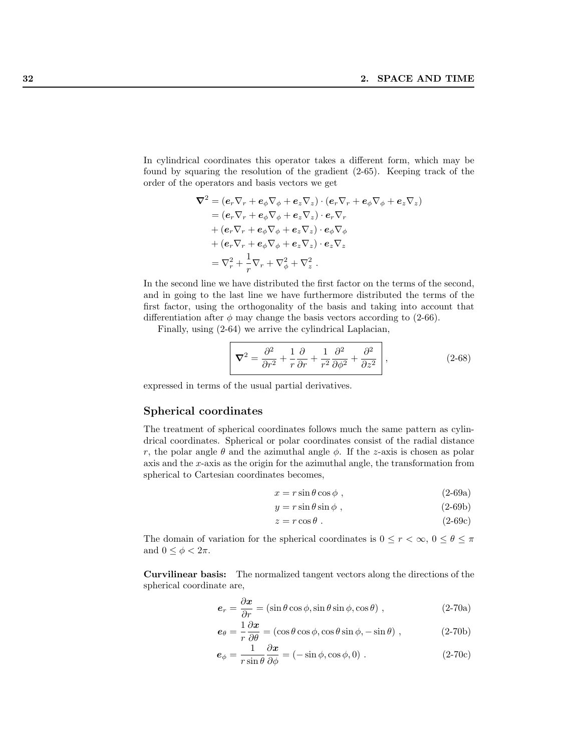In cylindrical coordinates this operator takes a different form, which may be found by squaring the resolution of the gradient (2-65). Keeping track of the order of the operators and basis vectors we get

$$
\begin{aligned}
\boldsymbol{\nabla}^2 &= (\boldsymbol{e}_r\nabla_r + \boldsymbol{e}_\phi\nabla_\phi + \boldsymbol{e}_z\nabla_z)\cdot(\boldsymbol{e}_r\nabla_r + \boldsymbol{e}_\phi\nabla_\phi + \boldsymbol{e}_z\nabla_z) \\
&= (\boldsymbol{e}_r\nabla_r + \boldsymbol{e}_\phi\nabla_\phi + \boldsymbol{e}_z\nabla_z)\cdot\boldsymbol{e}_r\nabla_r \\
&+ (\boldsymbol{e}_r\nabla_r + \boldsymbol{e}_\phi\nabla_\phi + \boldsymbol{e}_z\nabla_z)\cdot\boldsymbol{e}_\phi\nabla_\phi \\
&+ (\boldsymbol{e}_r\nabla_r + \boldsymbol{e}_\phi\nabla_\phi + \boldsymbol{e}_z\nabla_z)\cdot\boldsymbol{e}_z\nabla_z \\
&= \nabla_r^2 + \frac{1}{r}\nabla_r + \nabla_\phi^2 + \nabla_z^2 \, .
\end{aligned}
$$

In the second line we have distributed the first factor on the terms of the second, and in going to the last line we have furthermore distributed the terms of the first factor, using the orthogonality of the basis and taking into account that differentiation after $\phi$ may change the basis vectors according to (2-66).

Finally, using (2-64) we arrive the cylindrical Laplacian,

$$
\boxed{\boldsymbol{\nabla}^2 = \frac{\partial^2}{\partial r^2} + \frac{1}{r}\frac{\partial}{\partial r} + \frac{1}{r^2}\frac{\partial^2}{\partial \phi^2} + \frac{\partial^2}{\partial z^2}} \, , \tag{2-68}
$$

expressed in terms of the usual partial derivatives.

### Spherical coordinates

The treatment of spherical coordinates follows much the same pattern as cylindrical coordinates. Spherical or polar coordinates consist of the radial distance $r$, the polar angle $\theta$ and the azimuthal angle $\phi$. If the $z$-axis is chosen as polar axis and the $x$-axis as the origin for the azimuthal angle, the transformation from spherical to Cartesian coordinates becomes,

$$x = r\sin\theta\cos\phi \, , \tag{2-69a}$$

$$y = r\sin\theta\sin\phi \, , \tag{2-69b}$$

$$z = r\cos\theta \, . \tag{2-69c}$$

The domain of variation for the spherical coordinates is $0 \le r < \infty$, $0 \le \theta \le \pi$ and $0 \le \phi < 2\pi$.

**Curvilinear basis:** The normalized tangent vectors along the directions of the spherical coordinate are,

$$\boldsymbol{e}_r = \frac{\partial \boldsymbol{x}}{\partial r} = (\sin\theta\cos\phi, \sin\theta\sin\phi, \cos\theta) \, , \tag{2-70a}$$

$$\boldsymbol{e}_\theta = \frac{1}{r}\frac{\partial \boldsymbol{x}}{\partial \theta} = (\cos\theta\cos\phi, \cos\theta\sin\phi, -\sin\theta) \, , \tag{2-70b}$$

$$\boldsymbol{e}_\phi = \frac{1}{r\sin\theta}\frac{\partial \boldsymbol{x}}{\partial \phi} = (-\sin\phi, \cos\phi, 0) \, . \tag{2-70c}$$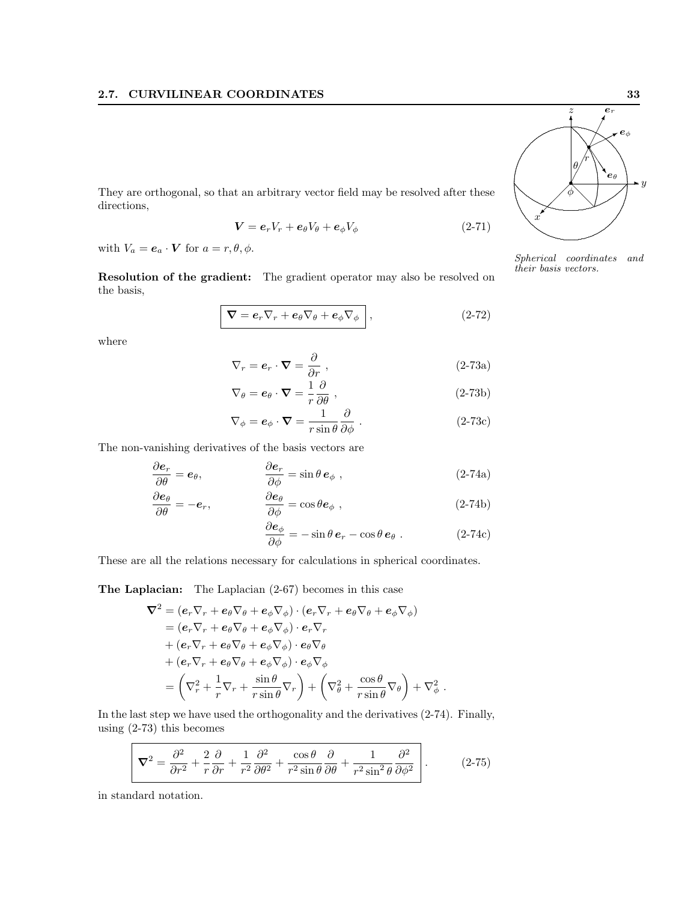They are orthogonal, so that an arbitrary vector field may be resolved after these directions,

$$\boldsymbol{V} = \boldsymbol{e}_r V_r + \boldsymbol{e}_\theta V_\theta + \boldsymbol{e}_\phi V_\phi \tag{2-71}$$

with $V_a = \boldsymbol{e}_a \cdot \boldsymbol{V}$ for $a = r, \theta, \phi$.

*Spherical coordinates and their basis vectors.*

**Resolution of the gradient:** The gradient operator may also be resolved on the basis,

$$\boxed{\boldsymbol{\nabla} = \boldsymbol{e}_r \nabla_r + \boldsymbol{e}_\theta \nabla_\theta + \boldsymbol{e}_\phi \nabla_\phi}\ , \tag{2-72}$$

where

$$\nabla_r = \boldsymbol{e}_r \cdot \boldsymbol{\nabla} = \frac{\partial}{\partial r}\ , \tag{2-73a}$$

$$\nabla_\theta = \boldsymbol{e}_\theta \cdot \boldsymbol{\nabla} = \frac{1}{r}\frac{\partial}{\partial \theta}\ , \tag{2-73b}$$

$$\nabla_\phi = \boldsymbol{e}_\phi \cdot \boldsymbol{\nabla} = \frac{1}{r\sin\theta}\frac{\partial}{\partial \phi}\ . \tag{2-73c}$$

The non-vanishing derivatives of the basis vectors are

$$\frac{\partial \boldsymbol{e}_r}{\partial \theta} = \boldsymbol{e}_\theta, \qquad \frac{\partial \boldsymbol{e}_r}{\partial \phi} = \sin\theta\, \boldsymbol{e}_\phi\ , \tag{2-74a}$$

$$\frac{\partial \boldsymbol{e}_\theta}{\partial \theta} = -\boldsymbol{e}_r, \qquad \frac{\partial \boldsymbol{e}_\theta}{\partial \phi} = \cos\theta \boldsymbol{e}_\phi\ , \tag{2-74b}$$

$$\frac{\partial \boldsymbol{e}_\phi}{\partial \phi} = -\sin\theta\, \boldsymbol{e}_r - \cos\theta\, \boldsymbol{e}_\theta\ . \tag{2-74c}$$

These are all the relations necessary for calculations in spherical coordinates.

**The Laplacian:** The Laplacian (2-67) becomes in this case

$$\begin{aligned}
\boldsymbol{\nabla}^2 &= (\boldsymbol{e}_r \nabla_r + \boldsymbol{e}_\theta \nabla_\theta + \boldsymbol{e}_\phi \nabla_\phi) \cdot (\boldsymbol{e}_r \nabla_r + \boldsymbol{e}_\theta \nabla_\theta + \boldsymbol{e}_\phi \nabla_\phi) \\
&= (\boldsymbol{e}_r \nabla_r + \boldsymbol{e}_\theta \nabla_\theta + \boldsymbol{e}_\phi \nabla_\phi) \cdot \boldsymbol{e}_r \nabla_r \\
&+ (\boldsymbol{e}_r \nabla_r + \boldsymbol{e}_\theta \nabla_\theta + \boldsymbol{e}_\phi \nabla_\phi) \cdot \boldsymbol{e}_\theta \nabla_\theta \\
&+ (\boldsymbol{e}_r \nabla_r + \boldsymbol{e}_\theta \nabla_\theta + \boldsymbol{e}_\phi \nabla_\phi) \cdot \boldsymbol{e}_\phi \nabla_\phi \\
&= \left( \nabla_r^2 + \frac{1}{r}\nabla_r + \frac{\sin\theta}{r\sin\theta}\nabla_r \right) + \left( \nabla_\theta^2 + \frac{\cos\theta}{r\sin\theta}\nabla_\theta \right) + \nabla_\phi^2\ .
\end{aligned}$$

In the last step we have used the orthogonality and the derivatives (2-74). Finally, using (2-73) this becomes

$$\boxed{\boldsymbol{\nabla}^2 = \frac{\partial^2}{\partial r^2} + \frac{2}{r}\frac{\partial}{\partial r} + \frac{1}{r^2}\frac{\partial^2}{\partial \theta^2} + \frac{\cos\theta}{r^2\sin\theta}\frac{\partial}{\partial\theta} + \frac{1}{r^2\sin^2\theta}\frac{\partial^2}{\partial\phi^2}}\ . \tag{2-75}$$

in standard notation.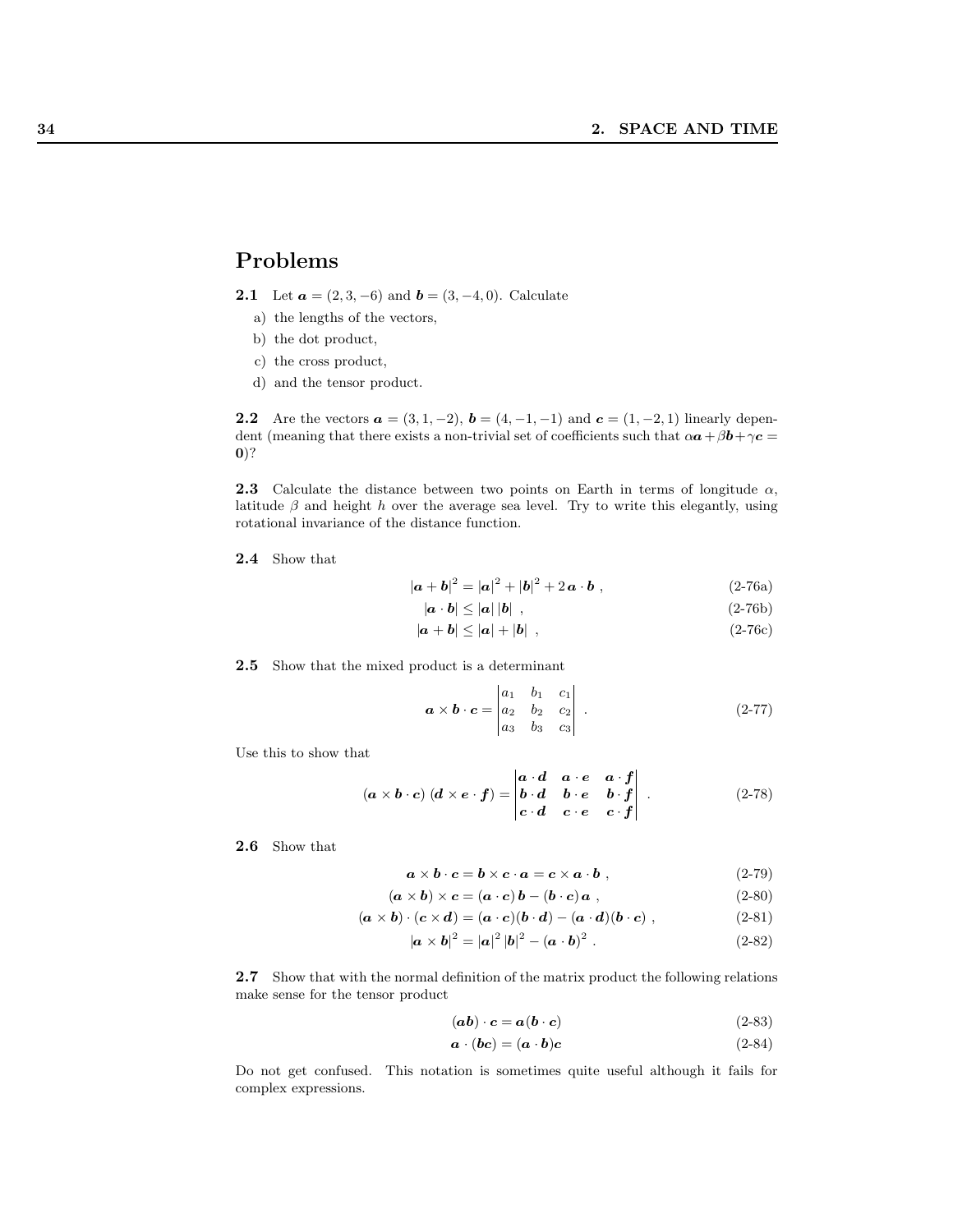## Problems

**2.1** Let $\boldsymbol{a} = (2, 3, -6)$ and $\boldsymbol{b} = (3, -4, 0)$. Calculate

a) the lengths of the vectors,

b) the dot product,

c) the cross product,

d) and the tensor product.

**2.2** Are the vectors $\boldsymbol{a} = (3, 1, -2)$, $\boldsymbol{b} = (4, -1, -1)$ and $\boldsymbol{c} = (1, -2, 1)$ linearly dependent (meaning that there exists a non-trivial set of coefficients such that $\alpha\boldsymbol{a} + \beta\boldsymbol{b} + \gamma\boldsymbol{c} = \boldsymbol{0}$)?

**2.3** Calculate the distance between two points on Earth in terms of longitude $\alpha$, latitude $\beta$ and height $h$ over the average sea level. Try to write this elegantly, using rotational invariance of the distance function.

**2.4** Show that

$$|\boldsymbol{a} + \boldsymbol{b}|^2 = |\boldsymbol{a}|^2 + |\boldsymbol{b}|^2 + 2\,\boldsymbol{a}\cdot\boldsymbol{b}\ , \tag{2-76a}$$

$$|\boldsymbol{a}\cdot\boldsymbol{b}| \le |\boldsymbol{a}|\,|\boldsymbol{b}|\ , \tag{2-76b}$$

$$|\boldsymbol{a} + \boldsymbol{b}| \le |\boldsymbol{a}| + |\boldsymbol{b}|\ , \tag{2-76c}$$

**2.5** Show that the mixed product is a determinant

$$\boldsymbol{a}\times\boldsymbol{b}\cdot\boldsymbol{c} = \begin{vmatrix} a_1 & b_1 & c_1 \\ a_2 & b_2 & c_2 \\ a_3 & b_3 & c_3 \end{vmatrix}\ . \tag{2-77}$$

Use this to show that

$$(\boldsymbol{a}\times\boldsymbol{b}\cdot\boldsymbol{c})\ (\boldsymbol{d}\times\boldsymbol{e}\cdot\boldsymbol{f}) = \begin{vmatrix} \boldsymbol{a}\cdot\boldsymbol{d} & \boldsymbol{a}\cdot\boldsymbol{e} & \boldsymbol{a}\cdot\boldsymbol{f} \\ \boldsymbol{b}\cdot\boldsymbol{d} & \boldsymbol{b}\cdot\boldsymbol{e} & \boldsymbol{b}\cdot\boldsymbol{f} \\ \boldsymbol{c}\cdot\boldsymbol{d} & \boldsymbol{c}\cdot\boldsymbol{e} & \boldsymbol{c}\cdot\boldsymbol{f} \end{vmatrix}\ . \tag{2-78}$$

**2.6** Show that

$$\boldsymbol{a}\times\boldsymbol{b}\cdot\boldsymbol{c} = \boldsymbol{b}\times\boldsymbol{c}\cdot\boldsymbol{a} = \boldsymbol{c}\times\boldsymbol{a}\cdot\boldsymbol{b}\ , \tag{2-79}$$

$$(\boldsymbol{a}\times\boldsymbol{b})\times\boldsymbol{c} = (\boldsymbol{a}\cdot\boldsymbol{c})\,\boldsymbol{b} - (\boldsymbol{b}\cdot\boldsymbol{c})\,\boldsymbol{a}\ , \tag{2-80}$$

$$(\boldsymbol{a}\times\boldsymbol{b})\cdot(\boldsymbol{c}\times\boldsymbol{d}) = (\boldsymbol{a}\cdot\boldsymbol{c})(\boldsymbol{b}\cdot\boldsymbol{d}) - (\boldsymbol{a}\cdot\boldsymbol{d})(\boldsymbol{b}\cdot\boldsymbol{c})\ , \tag{2-81}$$

$$|\boldsymbol{a}\times\boldsymbol{b}|^2 = |\boldsymbol{a}|^2\,|\boldsymbol{b}|^2 - (\boldsymbol{a}\cdot\boldsymbol{b})^2\ . \tag{2-82}$$

**2.7** Show that with the normal definition of the matrix product the following relations make sense for the tensor product

$$(\boldsymbol{a}\boldsymbol{b})\cdot\boldsymbol{c} = \boldsymbol{a}(\boldsymbol{b}\cdot\boldsymbol{c}) \tag{2-83}$$

$$\boldsymbol{a}\cdot(\boldsymbol{b}\boldsymbol{c}) = (\boldsymbol{a}\cdot\boldsymbol{b})\boldsymbol{c} \tag{2-84}$$

Do not get confused. This notation is sometimes quite useful although it fails for complex expressions.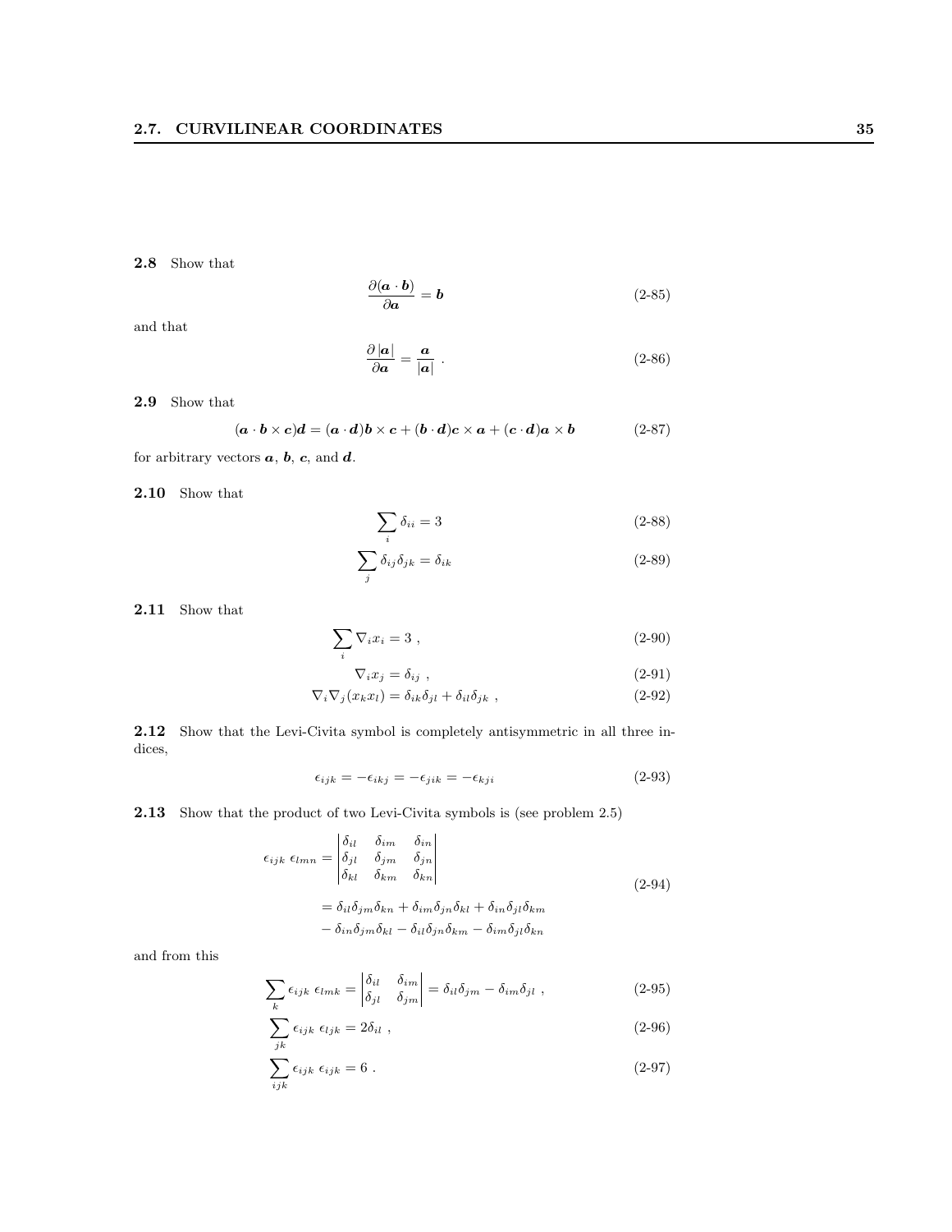**2.8** Show that

$$\frac{\partial(\boldsymbol{a}\cdot\boldsymbol{b})}{\partial\boldsymbol{a}} = \boldsymbol{b} \tag{2-85}$$

and that

$$\frac{\partial\,|\boldsymbol{a}|}{\partial\boldsymbol{a}} = \frac{\boldsymbol{a}}{|\boldsymbol{a}|}\ . \tag{2-86}$$

**2.9** Show that

$$(\boldsymbol{a}\cdot\boldsymbol{b}\times\boldsymbol{c})\boldsymbol{d} = (\boldsymbol{a}\cdot\boldsymbol{d})\boldsymbol{b}\times\boldsymbol{c} + (\boldsymbol{b}\cdot\boldsymbol{d})\boldsymbol{c}\times\boldsymbol{a} + (\boldsymbol{c}\cdot\boldsymbol{d})\boldsymbol{a}\times\boldsymbol{b} \tag{2-87}$$

for arbitrary vectors $\boldsymbol{a}$, $\boldsymbol{b}$, $\boldsymbol{c}$, and $\boldsymbol{d}$.

**2.10** Show that

$$\sum_i \delta_{ii} = 3 \tag{2-88}$$

$$\sum_j \delta_{ij}\delta_{jk} = \delta_{ik} \tag{2-89}$$

**2.11** Show that

$$\sum_i \nabla_i x_i = 3\ , \tag{2-90}$$

$$\nabla_i x_j = \delta_{ij}\ , \tag{2-91}$$

$$\nabla_i\nabla_j(x_k x_l) = \delta_{ik}\delta_{jl} + \delta_{il}\delta_{jk}\ , \tag{2-92}$$

**2.12** Show that the Levi-Civita symbol is completely antisymmetric in all three indices,

$$\epsilon_{ijk} = -\epsilon_{ikj} = -\epsilon_{jik} = -\epsilon_{kji} \tag{2-93}$$

**2.13** Show that the product of two Levi-Civita symbols is (see problem 2.5)

$$\begin{aligned}
\epsilon_{ijk}\ \epsilon_{lmn} &= \begin{vmatrix} \delta_{il} & \delta_{im} & \delta_{in} \\ \delta_{jl} & \delta_{jm} & \delta_{jn} \\ \delta_{kl} & \delta_{km} & \delta_{kn} \end{vmatrix} \\
&= \delta_{il}\delta_{jm}\delta_{kn} + \delta_{im}\delta_{jn}\delta_{kl} + \delta_{in}\delta_{jl}\delta_{km} \\
&\quad - \delta_{in}\delta_{jm}\delta_{kl} - \delta_{il}\delta_{jn}\delta_{km} - \delta_{im}\delta_{jl}\delta_{kn}
\end{aligned} \tag{2-94}$$

and from this

$$\sum_k \epsilon_{ijk}\ \epsilon_{lmk} = \begin{vmatrix} \delta_{il} & \delta_{im} \\ \delta_{jl} & \delta_{jm} \end{vmatrix} = \delta_{il}\delta_{jm} - \delta_{im}\delta_{jl}\ , \tag{2-95}$$

$$\sum_{jk} \epsilon_{ijk}\ \epsilon_{ljk} = 2\delta_{il}\ , \tag{2-96}$$

$$\sum_{ijk} \epsilon_{ijk}\ \epsilon_{ijk} = 6\ . \tag{2-97}$$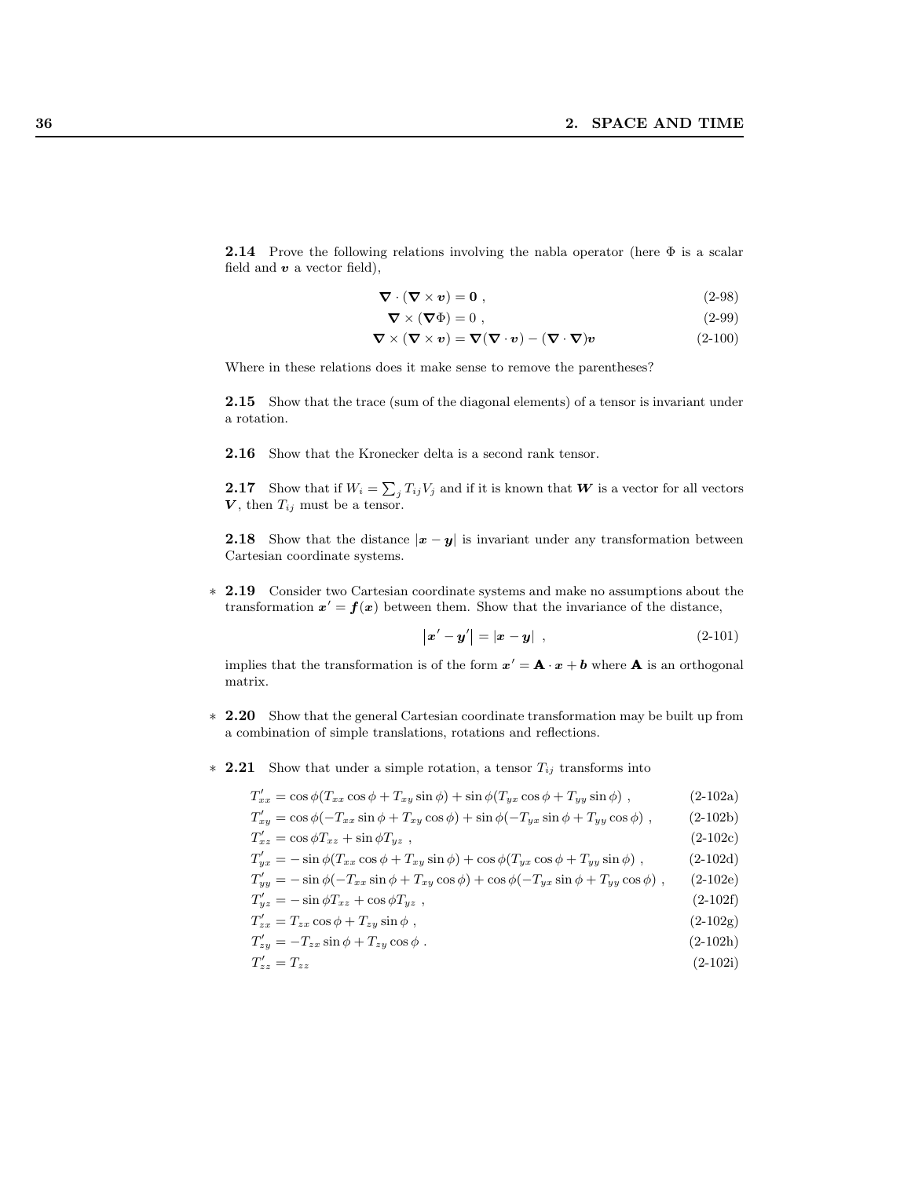**2.14** Prove the following relations involving the nabla operator (here $\Phi$ is a scalar field and $\boldsymbol{v}$ a vector field),

$$\boldsymbol{\nabla} \cdot (\boldsymbol{\nabla} \times \boldsymbol{v}) = \boldsymbol{0} \ , \tag{2-98}$$

$$\boldsymbol{\nabla} \times (\boldsymbol{\nabla} \Phi) = 0 \ , \tag{2-99}$$

$$\boldsymbol{\nabla} \times (\boldsymbol{\nabla} \times \boldsymbol{v}) = \boldsymbol{\nabla}(\boldsymbol{\nabla} \cdot \boldsymbol{v}) - (\boldsymbol{\nabla} \cdot \boldsymbol{\nabla})\boldsymbol{v} \tag{2-100}$$

Where in these relations does it make sense to remove the parentheses?

**2.15** Show that the trace (sum of the diagonal elements) of a tensor is invariant under a rotation.

**2.16** Show that the Kronecker delta is a second rank tensor.

**2.17** Show that if $W_i = \sum_j T_{ij} V_j$ and if it is known that $\boldsymbol{W}$ is a vector for all vectors $\boldsymbol{V}$, then $T_{ij}$ must be a tensor.

**2.18** Show that the distance $|\boldsymbol{x} - \boldsymbol{y}|$ is invariant under any transformation between Cartesian coordinate systems.

\* **2.19** Consider two Cartesian coordinate systems and make no assumptions about the transformation $\boldsymbol{x}' = \boldsymbol{f}(\boldsymbol{x})$ between them. Show that the invariance of the distance,

$$\left|\boldsymbol{x}' - \boldsymbol{y}'\right| = |\boldsymbol{x} - \boldsymbol{y}| \ , \tag{2-101}$$

implies that the transformation is of the form $\boldsymbol{x}' = \mathbf{A} \cdot \boldsymbol{x} + \boldsymbol{b}$ where $\mathbf{A}$ is an orthogonal matrix.

\* **2.20** Show that the general Cartesian coordinate transformation may be built up from a combination of simple translations, rotations and reflections.

\* **2.21** Show that under a simple rotation, a tensor $T_{ij}$ transforms into

$$T'_{xx} = \cos\phi(T_{xx}\cos\phi + T_{xy}\sin\phi) + \sin\phi(T_{yx}\cos\phi + T_{yy}\sin\phi) \ , \tag{2-102a}$$

$$T'_{xy} = \cos\phi(-T_{xx}\sin\phi + T_{xy}\cos\phi) + \sin\phi(-T_{yx}\sin\phi + T_{yy}\cos\phi) \ , \tag{2-102b}$$

$$T'_{xz} = \cos\phi T_{xz} + \sin\phi T_{yz} \ , \tag{2-102c}$$

$$T'_{yx} = -\sin\phi(T_{xx}\cos\phi + T_{xy}\sin\phi) + \cos\phi(T_{yx}\cos\phi + T_{yy}\sin\phi) \ , \tag{2-102d}$$

$$T'_{yy} = -\sin\phi(-T_{xx}\sin\phi + T_{xy}\cos\phi) + \cos\phi(-T_{yx}\sin\phi + T_{yy}\cos\phi) \ , \tag{2-102e}$$

$$T'_{yz} = -\sin\phi T_{xz} + \cos\phi T_{yz} \ , \tag{2-102f}$$

$$T'_{zx} = T_{zx}\cos\phi + T_{zy}\sin\phi \ , \tag{2-102g}$$

$$T'_{zy} = -T_{zx}\sin\phi + T_{zy}\cos\phi \ . \tag{2-102h}$$

$$T'_{zz} = T_{zz} \tag{2-102i}$$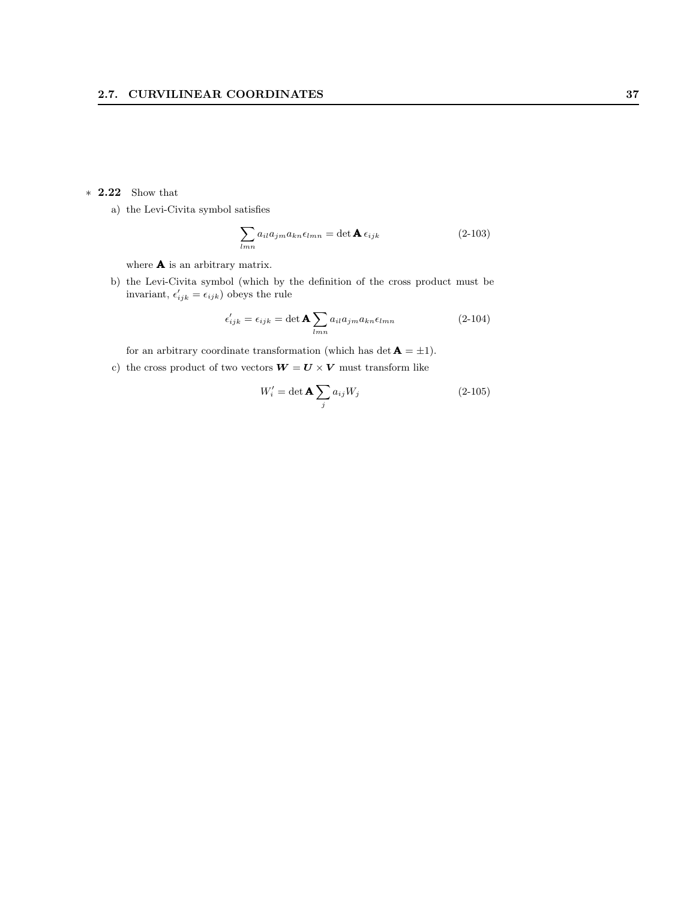∗ **2.22** Show that

a) the Levi-Civita symbol satisfies

$$\sum_{lmn} a_{il} a_{jm} a_{kn} \epsilon_{lmn} = \det \mathbf{A}\, \epsilon_{ijk} \tag{2-103}$$

where $\mathbf{A}$ is an arbitrary matrix.

b) the Levi-Civita symbol (which by the definition of the cross product must be invariant, $\epsilon'_{ijk} = \epsilon_{ijk}$) obeys the rule

$$\epsilon'_{ijk} = \epsilon_{ijk} = \det \mathbf{A} \sum_{lmn} a_{il} a_{jm} a_{kn} \epsilon_{lmn} \tag{2-104}$$

for an arbitrary coordinate transformation (which has $\det \mathbf{A} = \pm 1$).

c) the cross product of two vectors $\boldsymbol{W} = \boldsymbol{U} \times \boldsymbol{V}$ must transform like

$$W'_i = \det \mathbf{A} \sum_j a_{ij} W_j \tag{2-105}$$